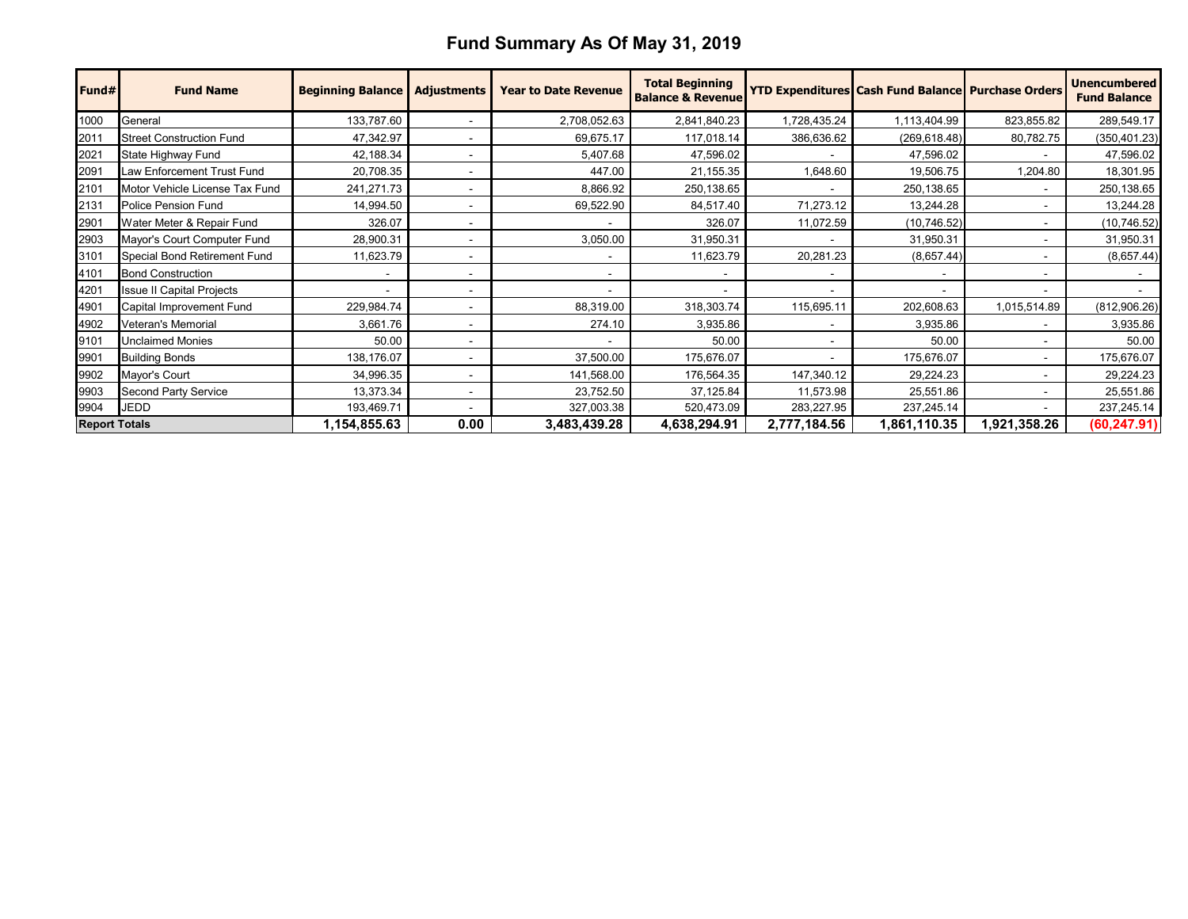# Fund Summary As Of May 31, 2019

| Fund# | Fund Name | Beginning Balance | Adjustments | Year to Date Revenue | Total Beginning Balance & Revenue | YTD Expenditures | Cash Fund Balance | Purchase Orders | Unencumbered Fund Balance |
|---|---|---|---|---|---|---|---|---|---|
| 1000 | General | 133,787.60 | - | 2,708,052.63 | 2,841,840.23 | 1,728,435.24 | 1,113,404.99 | 823,855.82 | 289,549.17 |
| 2011 | Street Construction Fund | 47,342.97 | - | 69,675.17 | 117,018.14 | 386,636.62 | (269,618.48) | 80,782.75 | (350,401.23) |
| 2021 | State Highway Fund | 42,188.34 | - | 5,407.68 | 47,596.02 | - | 47,596.02 | - | 47,596.02 |
| 2091 | Law Enforcement Trust Fund | 20,708.35 | - | 447.00 | 21,155.35 | 1,648.60 | 19,506.75 | 1,204.80 | 18,301.95 |
| 2101 | Motor Vehicle License Tax Fund | 241,271.73 | - | 8,866.92 | 250,138.65 | - | 250,138.65 | - | 250,138.65 |
| 2131 | Police Pension Fund | 14,994.50 | - | 69,522.90 | 84,517.40 | 71,273.12 | 13,244.28 | - | 13,244.28 |
| 2901 | Water Meter & Repair Fund | 326.07 | - | - | 326.07 | 11,072.59 | (10,746.52) | - | (10,746.52) |
| 2903 | Mayor's Court Computer Fund | 28,900.31 | - | 3,050.00 | 31,950.31 | - | 31,950.31 | - | 31,950.31 |
| 3101 | Special Bond Retirement Fund | 11,623.79 | - | - | 11,623.79 | 20,281.23 | (8,657.44) | - | (8,657.44) |
| 4101 | Bond Construction | - | - | - | - | - | - | - | - |
| 4201 | Issue II Capital Projects | - | - | - | - | - | - | - | - |
| 4901 | Capital Improvement Fund | 229,984.74 | - | 88,319.00 | 318,303.74 | 115,695.11 | 202,608.63 | 1,015,514.89 | (812,906.26) |
| 4902 | Veteran's Memorial | 3,661.76 | - | 274.10 | 3,935.86 | - | 3,935.86 | - | 3,935.86 |
| 9101 | Unclaimed Monies | 50.00 | - | - | 50.00 | - | 50.00 | - | 50.00 |
| 9901 | Building Bonds | 138,176.07 | - | 37,500.00 | 175,676.07 | - | 175,676.07 | - | 175,676.07 |
| 9902 | Mayor's Court | 34,996.35 | - | 141,568.00 | 176,564.35 | 147,340.12 | 29,224.23 | - | 29,224.23 |
| 9903 | Second Party Service | 13,373.34 | - | 23,752.50 | 37,125.84 | 11,573.98 | 25,551.86 | - | 25,551.86 |
| 9904 | JEDD | 193,469.71 | - | 327,003.38 | 520,473.09 | 283,227.95 | 237,245.14 | - | 237,245.14 |
| **Report Totals** | | **1,154,855.63** | **0.00** | **3,483,439.28** | **4,638,294.91** | **2,777,184.56** | **1,861,110.35** | **1,921,358.26** | **(60,247.91)** |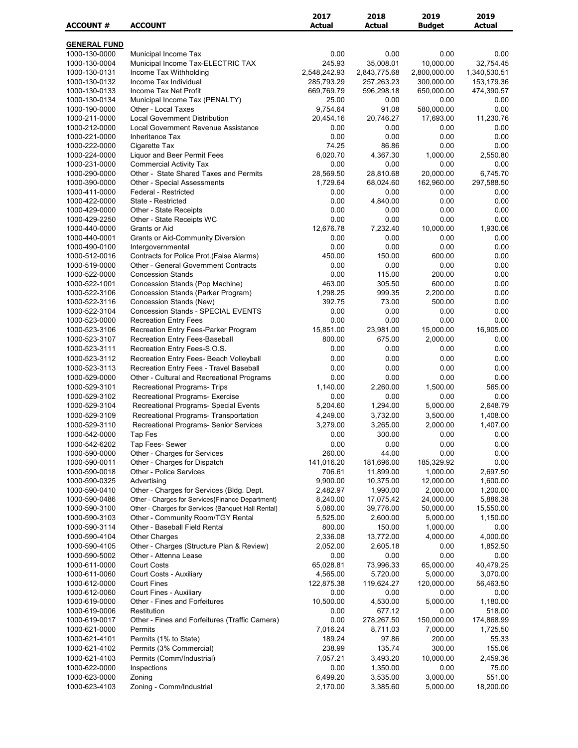| ACCOUNT # | ACCOUNT | 2017 Actual | 2018 Actual | 2019 Budget | 2019 Actual |
|---|---|---|---|---|---|
| **GENERAL FUND** | | | | | |
| 1000-130-0000 | Municipal Income Tax | 0.00 | 0.00 | 0.00 | 0.00 |
| 1000-130-0004 | Municipal Income Tax-ELECTRIC TAX | 245.93 | 35,008.01 | 10,000.00 | 32,754.45 |
| 1000-130-0131 | Income Tax Withholding | 2,548,242.93 | 2,843,775.68 | 2,800,000.00 | 1,340,530.51 |
| 1000-130-0132 | Income Tax Individual | 285,793.29 | 257,263.23 | 300,000.00 | 153,179.36 |
| 1000-130-0133 | Income Tax Net Profit | 669,769.79 | 596,298.18 | 650,000.00 | 474,390.57 |
| 1000-130-0134 | Municipal Income Tax (PENALTY) | 25.00 | 0.00 | 0.00 | 0.00 |
| 1000-190-0000 | Other - Local Taxes | 9,754.64 | 91.08 | 580,000.00 | 0.00 |
| 1000-211-0000 | Local Government Distribution | 20,454.16 | 20,746.27 | 17,693.00 | 11,230.76 |
| 1000-212-0000 | Local Government Revenue Assistance | 0.00 | 0.00 | 0.00 | 0.00 |
| 1000-221-0000 | Inheritance Tax | 0.00 | 0.00 | 0.00 | 0.00 |
| 1000-222-0000 | Cigarette Tax | 74.25 | 86.86 | 0.00 | 0.00 |
| 1000-224-0000 | Liquor and Beer Permit Fees | 6,020.70 | 4,367.30 | 1,000.00 | 2,550.80 |
| 1000-231-0000 | Commercial Activity Tax | 0.00 | 0.00 | 0.00 | 0.00 |
| 1000-290-0000 | Other - State Shared Taxes and Permits | 28,569.50 | 28,810.68 | 20,000.00 | 6,745.70 |
| 1000-390-0000 | Other - Special Assessments | 1,729.64 | 68,024.60 | 162,960.00 | 297,588.50 |
| 1000-411-0000 | Federal - Restricted | 0.00 | 0.00 | 0.00 | 0.00 |
| 1000-422-0000 | State - Restricted | 0.00 | 4,840.00 | 0.00 | 0.00 |
| 1000-429-0000 | Other - State Receipts | 0.00 | 0.00 | 0.00 | 0.00 |
| 1000-429-2250 | Other - State Receipts WC | 0.00 | 0.00 | 0.00 | 0.00 |
| 1000-440-0000 | Grants or Aid | 12,676.78 | 7,232.40 | 10,000.00 | 1,930.06 |
| 1000-440-0001 | Grants or Aid-Community Diversion | 0.00 | 0.00 | 0.00 | 0.00 |
| 1000-490-0100 | Intergovernmental | 0.00 | 0.00 | 0.00 | 0.00 |
| 1000-512-0016 | Contracts for Police Prot.(False Alarms) | 450.00 | 150.00 | 600.00 | 0.00 |
| 1000-519-0000 | Other - General Government Contracts | 0.00 | 0.00 | 0.00 | 0.00 |
| 1000-522-0000 | Concession Stands | 0.00 | 115.00 | 200.00 | 0.00 |
| 1000-522-1001 | Concession Stands (Pop Machine) | 463.00 | 305.50 | 600.00 | 0.00 |
| 1000-522-3106 | Concession Stands (Parker Program) | 1,298.25 | 999.35 | 2,200.00 | 0.00 |
| 1000-522-3116 | Concession Stands (New) | 392.75 | 73.00 | 500.00 | 0.00 |
| 1000-522-3104 | Concession Stands - SPECIAL EVENTS | 0.00 | 0.00 | 0.00 | 0.00 |
| 1000-523-0000 | Recreation Entry Fees | 0.00 | 0.00 | 0.00 | 0.00 |
| 1000-523-3106 | Recreation Entry Fees-Parker Program | 15,851.00 | 23,981.00 | 15,000.00 | 16,905.00 |
| 1000-523-3107 | Recreation Entry Fees-Baseball | 800.00 | 675.00 | 2,000.00 | 0.00 |
| 1000-523-3111 | Recreation Entry Fees-S.O.S. | 0.00 | 0.00 | 0.00 | 0.00 |
| 1000-523-3112 | Recreation Entry Fees- Beach Volleyball | 0.00 | 0.00 | 0.00 | 0.00 |
| 1000-523-3113 | Recreation Entry Fees - Travel Baseball | 0.00 | 0.00 | 0.00 | 0.00 |
| 1000-529-0000 | Other - Cultural and Recreational Programs | 0.00 | 0.00 | 0.00 | 0.00 |
| 1000-529-3101 | Recreational Programs- Trips | 1,140.00 | 2,260.00 | 1,500.00 | 565.00 |
| 1000-529-3102 | Recreational Programs- Exercise | 0.00 | 0.00 | 0.00 | 0.00 |
| 1000-529-3104 | Recreational Programs- Special Events | 5,204.60 | 1,294.00 | 5,000.00 | 2,648.79 |
| 1000-529-3109 | Recreational Programs- Transportation | 4,249.00 | 3,732.00 | 3,500.00 | 1,408.00 |
| 1000-529-3110 | Recreational Programs- Senior Services | 3,279.00 | 3,265.00 | 2,000.00 | 1,407.00 |
| 1000-542-0000 | Tap Fes | 0.00 | 300.00 | 0.00 | 0.00 |
| 1000-542-6202 | Tap Fees- Sewer | 0.00 | 0.00 | 0.00 | 0.00 |
| 1000-590-0000 | Other - Charges for Services | 260.00 | 44.00 | 0.00 | 0.00 |
| 1000-590-0011 | Other - Charges for Dispatch | 141,016.20 | 181,696.00 | 185,329.92 | 0.00 |
| 1000-590-0018 | Other - Police Services | 706.61 | 11,899.00 | 1,000.00 | 2,697.50 |
| 1000-590-0325 | Advertising | 9,900.00 | 10,375.00 | 12,000.00 | 1,600.00 |
| 1000-590-0410 | Other - Charges for Services (Bldg. Dept. | 2,482.97 | 1,990.00 | 2,000.00 | 1,200.00 |
| 1000-590-0486 | Other - Charges for Services{Finance Department} | 8,240.00 | 17,075.42 | 24,000.00 | 5,886.38 |
| 1000-590-3100 | Other - Charges for Services {Banquet Hall Rental} | 5,080.00 | 39,776.00 | 50,000.00 | 15,550.00 |
| 1000-590-3103 | Other - Community Room/TGY Rental | 5,525.00 | 2,600.00 | 5,000.00 | 1,150.00 |
| 1000-590-3114 | Other - Baseball Field Rental | 800.00 | 150.00 | 1,000.00 | 0.00 |
| 1000-590-4104 | Other Charges | 2,336.08 | 13,772.00 | 4,000.00 | 4,000.00 |
| 1000-590-4105 | Other - Charges (Structure Plan & Review) | 2,052.00 | 2,605.18 | 0.00 | 1,852.50 |
| 1000-590-5002 | Other - Attenna Lease | 0.00 | 0.00 | 0.00 | 0.00 |
| 1000-611-0000 | Court Costs | 65,028.81 | 73,996.33 | 65,000.00 | 40,479.25 |
| 1000-611-0060 | Court Costs - Auxiliary | 4,565.00 | 5,720.00 | 5,000.00 | 3,070.00 |
| 1000-612-0000 | Court Fines | 122,875.38 | 119,624.27 | 120,000.00 | 56,463.50 |
| 1000-612-0060 | Court Fines - Auxiliary | 0.00 | 0.00 | 0.00 | 0.00 |
| 1000-619-0000 | Other - Fines and Forfeitures | 10,500.00 | 4,530.00 | 5,000.00 | 1,180.00 |
| 1000-619-0006 | Restitution | 0.00 | 677.12 | 0.00 | 518.00 |
| 1000-619-0017 | Other - Fines and Forfeitures (Traffic Camera) | 0.00 | 278,267.50 | 150,000.00 | 174,868.99 |
| 1000-621-0000 | Permits | 7,016.24 | 8,711.03 | 7,000.00 | 1,725.50 |
| 1000-621-4101 | Permits (1% to State) | 189.24 | 97.86 | 200.00 | 55.33 |
| 1000-621-4102 | Permits (3% Commercial) | 238.99 | 135.74 | 300.00 | 155.06 |
| 1000-621-4103 | Permits (Comm/Industrial) | 7,057.21 | 3,493.20 | 10,000.00 | 2,459.36 |
| 1000-622-0000 | Inspections | 0.00 | 1,350.00 | 0.00 | 75.00 |
| 1000-623-0000 | Zoning | 6,499.20 | 3,535.00 | 3,000.00 | 551.00 |
| 1000-623-4103 | Zoning - Comm/Industrial | 2,170.00 | 3,385.60 | 5,000.00 | 18,200.00 |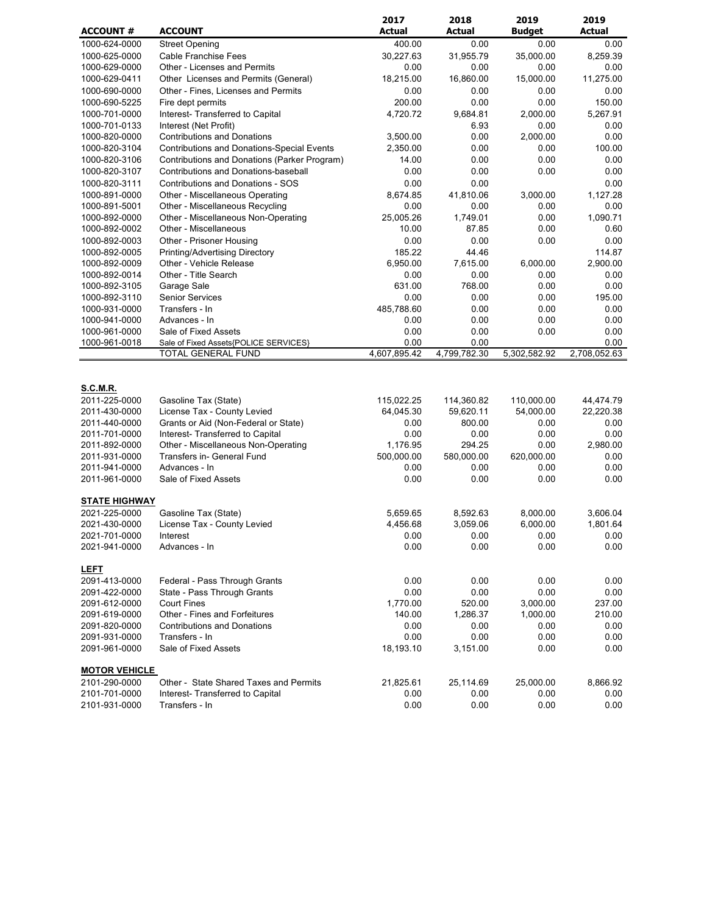| ACCOUNT # | ACCOUNT | 2017 Actual | 2018 Actual | 2019 Budget | 2019 Actual |
|---|---|---|---|---|---|
| 1000-624-0000 | Street Opening | 400.00 | 0.00 | 0.00 | 0.00 |
| 1000-625-0000 | Cable Franchise Fees | 30,227.63 | 31,955.79 | 35,000.00 | 8,259.39 |
| 1000-629-0000 | Other - Licenses and Permits | 0.00 | 0.00 | 0.00 | 0.00 |
| 1000-629-0411 | Other Licenses and Permits (General) | 18,215.00 | 16,860.00 | 15,000.00 | 11,275.00 |
| 1000-690-0000 | Other - Fines, Licenses and Permits | 0.00 | 0.00 | 0.00 | 0.00 |
| 1000-690-5225 | Fire dept permits | 200.00 | 0.00 | 0.00 | 150.00 |
| 1000-701-0000 | Interest- Transferred to Capital | 4,720.72 | 9,684.81 | 2,000.00 | 5,267.91 |
| 1000-701-0133 | Interest (Net Profit) | | 6.93 | 0.00 | 0.00 |
| 1000-820-0000 | Contributions and Donations | 3,500.00 | 0.00 | 2,000.00 | 0.00 |
| 1000-820-3104 | Contributions and Donations-Special Events | 2,350.00 | 0.00 | 0.00 | 100.00 |
| 1000-820-3106 | Contributions and Donations (Parker Program) | 14.00 | 0.00 | 0.00 | 0.00 |
| 1000-820-3107 | Contributions and Donations-baseball | 0.00 | 0.00 | 0.00 | 0.00 |
| 1000-820-3111 | Contributions and Donations - SOS | 0.00 | 0.00 | | 0.00 |
| 1000-891-0000 | Other - Miscellaneous Operating | 8,674.85 | 41,810.06 | 3,000.00 | 1,127.28 |
| 1000-891-5001 | Other - Miscellaneous Recycling | 0.00 | 0.00 | 0.00 | 0.00 |
| 1000-892-0000 | Other - Miscellaneous Non-Operating | 25,005.26 | 1,749.01 | 0.00 | 1,090.71 |
| 1000-892-0002 | Other - Miscellaneous | 10.00 | 87.85 | 0.00 | 0.60 |
| 1000-892-0003 | Other - Prisoner Housing | 0.00 | 0.00 | 0.00 | 0.00 |
| 1000-892-0005 | Printing/Advertising Directory | 185.22 | 44.46 | | 114.87 |
| 1000-892-0009 | Other - Vehicle Release | 6,950.00 | 7,615.00 | 6,000.00 | 2,900.00 |
| 1000-892-0014 | Other - Title Search | 0.00 | 0.00 | 0.00 | 0.00 |
| 1000-892-3105 | Garage Sale | 631.00 | 768.00 | 0.00 | 0.00 |
| 1000-892-3110 | Senior Services | 0.00 | 0.00 | 0.00 | 195.00 |
| 1000-931-0000 | Transfers - In | 485,788.60 | 0.00 | 0.00 | 0.00 |
| 1000-941-0000 | Advances - In | 0.00 | 0.00 | 0.00 | 0.00 |
| 1000-961-0000 | Sale of Fixed Assets | 0.00 | 0.00 | 0.00 | 0.00 |
| 1000-961-0018 | Sale of Fixed Assets{POLICE SERVICES} | 0.00 | 0.00 | | 0.00 |
| | TOTAL GENERAL FUND | 4,607,895.42 | 4,799,782.30 | 5,302,582.92 | 2,708,052.63 |
| **S.C.M.R.** | | | | | |
| 2011-225-0000 | Gasoline Tax (State) | 115,022.25 | 114,360.82 | 110,000.00 | 44,474.79 |
| 2011-430-0000 | License Tax - County Levied | 64,045.30 | 59,620.11 | 54,000.00 | 22,220.38 |
| 2011-440-0000 | Grants or Aid (Non-Federal or State) | 0.00 | 800.00 | 0.00 | 0.00 |
| 2011-701-0000 | Interest- Transferred to Capital | 0.00 | 0.00 | 0.00 | 0.00 |
| 2011-892-0000 | Other - Miscellaneous Non-Operating | 1,176.95 | 294.25 | 0.00 | 2,980.00 |
| 2011-931-0000 | Transfers in- General Fund | 500,000.00 | 580,000.00 | 620,000.00 | 0.00 |
| 2011-941-0000 | Advances - In | 0.00 | 0.00 | 0.00 | 0.00 |
| 2011-961-0000 | Sale of Fixed Assets | 0.00 | 0.00 | 0.00 | 0.00 |
| **STATE HIGHWAY** | | | | | |
| 2021-225-0000 | Gasoline Tax (State) | 5,659.65 | 8,592.63 | 8,000.00 | 3,606.04 |
| 2021-430-0000 | License Tax - County Levied | 4,456.68 | 3,059.06 | 6,000.00 | 1,801.64 |
| 2021-701-0000 | Interest | 0.00 | 0.00 | 0.00 | 0.00 |
| 2021-941-0000 | Advances - In | 0.00 | 0.00 | 0.00 | 0.00 |
| **LEFT** | | | | | |
| 2091-413-0000 | Federal - Pass Through Grants | 0.00 | 0.00 | 0.00 | 0.00 |
| 2091-422-0000 | State - Pass Through Grants | 0.00 | 0.00 | 0.00 | 0.00 |
| 2091-612-0000 | Court Fines | 1,770.00 | 520.00 | 3,000.00 | 237.00 |
| 2091-619-0000 | Other - Fines and Forfeitures | 140.00 | 1,286.37 | 1,000.00 | 210.00 |
| 2091-820-0000 | Contributions and Donations | 0.00 | 0.00 | 0.00 | 0.00 |
| 2091-931-0000 | Transfers - In | 0.00 | 0.00 | 0.00 | 0.00 |
| 2091-961-0000 | Sale of Fixed Assets | 18,193.10 | 3,151.00 | 0.00 | 0.00 |
| **MOTOR VEHICLE** | | | | | |
| 2101-290-0000 | Other - State Shared Taxes and Permits | 21,825.61 | 25,114.69 | 25,000.00 | 8,866.92 |
| 2101-701-0000 | Interest- Transferred to Capital | 0.00 | 0.00 | 0.00 | 0.00 |
| 2101-931-0000 | Transfers - In | 0.00 | 0.00 | 0.00 | 0.00 |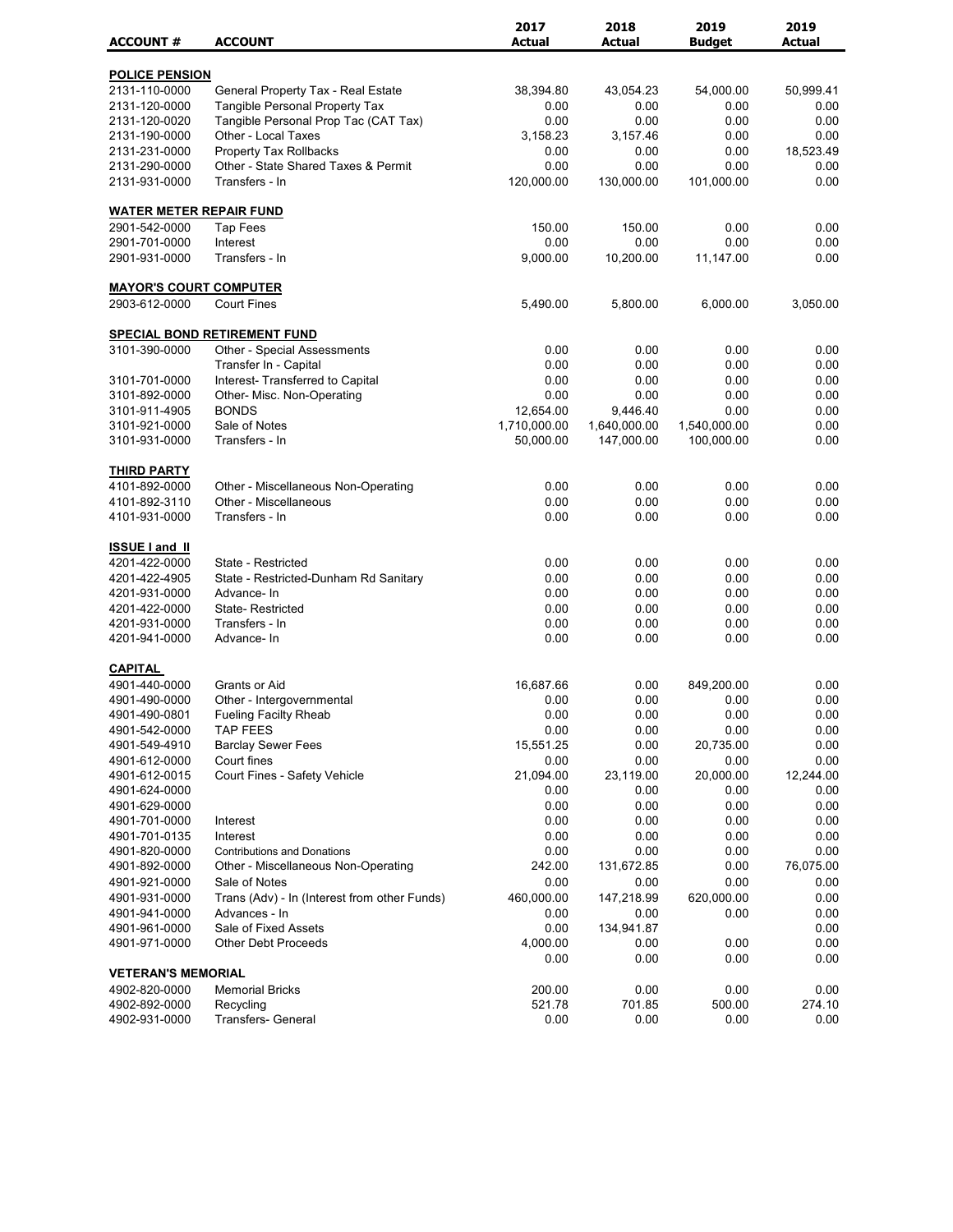| ACCOUNT # | ACCOUNT | 2017 Actual | 2018 Actual | 2019 Budget | 2019 Actual |
|---|---|---|---|---|---|
| **POLICE PENSION** | | | | | |
| 2131-110-0000 | General Property Tax - Real Estate | 38,394.80 | 43,054.23 | 54,000.00 | 50,999.41 |
| 2131-120-0000 | Tangible Personal Property Tax | 0.00 | 0.00 | 0.00 | 0.00 |
| 2131-120-0020 | Tangible Personal Prop Tac (CAT Tax) | 0.00 | 0.00 | 0.00 | 0.00 |
| 2131-190-0000 | Other - Local Taxes | 3,158.23 | 3,157.46 | 0.00 | 0.00 |
| 2131-231-0000 | Property Tax Rollbacks | 0.00 | 0.00 | 0.00 | 18,523.49 |
| 2131-290-0000 | Other - State Shared Taxes & Permit | 0.00 | 0.00 | 0.00 | 0.00 |
| 2131-931-0000 | Transfers - In | 120,000.00 | 130,000.00 | 101,000.00 | 0.00 |
| **WATER METER REPAIR FUND** | | | | | |
| 2901-542-0000 | Tap Fees | 150.00 | 150.00 | 0.00 | 0.00 |
| 2901-701-0000 | Interest | 0.00 | 0.00 | 0.00 | 0.00 |
| 2901-931-0000 | Transfers - In | 9,000.00 | 10,200.00 | 11,147.00 | 0.00 |
| **MAYOR'S COURT COMPUTER** | | | | | |
| 2903-612-0000 | Court Fines | 5,490.00 | 5,800.00 | 6,000.00 | 3,050.00 |
| **SPECIAL BOND RETIREMENT FUND** | | | | | |
| 3101-390-0000 | Other - Special Assessments | 0.00 | 0.00 | 0.00 | 0.00 |
| | Transfer In - Capital | 0.00 | 0.00 | 0.00 | 0.00 |
| 3101-701-0000 | Interest- Transferred to Capital | 0.00 | 0.00 | 0.00 | 0.00 |
| 3101-892-0000 | Other- Misc. Non-Operating | 0.00 | 0.00 | 0.00 | 0.00 |
| 3101-911-4905 | BONDS | 12,654.00 | 9,446.40 | 0.00 | 0.00 |
| 3101-921-0000 | Sale of Notes | 1,710,000.00 | 1,640,000.00 | 1,540,000.00 | 0.00 |
| 3101-931-0000 | Transfers - In | 50,000.00 | 147,000.00 | 100,000.00 | 0.00 |
| **THIRD PARTY** | | | | | |
| 4101-892-0000 | Other - Miscellaneous Non-Operating | 0.00 | 0.00 | 0.00 | 0.00 |
| 4101-892-3110 | Other - Miscellaneous | 0.00 | 0.00 | 0.00 | 0.00 |
| 4101-931-0000 | Transfers - In | 0.00 | 0.00 | 0.00 | 0.00 |
| **ISSUE I and II** | | | | | |
| 4201-422-0000 | State - Restricted | 0.00 | 0.00 | 0.00 | 0.00 |
| 4201-422-4905 | State - Restricted-Dunham Rd Sanitary | 0.00 | 0.00 | 0.00 | 0.00 |
| 4201-931-0000 | Advance- In | 0.00 | 0.00 | 0.00 | 0.00 |
| 4201-422-0000 | State- Restricted | 0.00 | 0.00 | 0.00 | 0.00 |
| 4201-931-0000 | Transfers - In | 0.00 | 0.00 | 0.00 | 0.00 |
| 4201-941-0000 | Advance- In | 0.00 | 0.00 | 0.00 | 0.00 |
| **CAPITAL** | | | | | |
| 4901-440-0000 | Grants or Aid | 16,687.66 | 0.00 | 849,200.00 | 0.00 |
| 4901-490-0000 | Other - Intergovernmental | 0.00 | 0.00 | 0.00 | 0.00 |
| 4901-490-0801 | Fueling Facilty Rheab | 0.00 | 0.00 | 0.00 | 0.00 |
| 4901-542-0000 | TAP FEES | 0.00 | 0.00 | 0.00 | 0.00 |
| 4901-549-4910 | Barclay Sewer Fees | 15,551.25 | 0.00 | 20,735.00 | 0.00 |
| 4901-612-0000 | Court fines | 0.00 | 0.00 | 0.00 | 0.00 |
| 4901-612-0015 | Court Fines - Safety Vehicle | 21,094.00 | 23,119.00 | 20,000.00 | 12,244.00 |
| 4901-624-0000 | | 0.00 | 0.00 | 0.00 | 0.00 |
| 4901-629-0000 | | 0.00 | 0.00 | 0.00 | 0.00 |
| 4901-701-0000 | Interest | 0.00 | 0.00 | 0.00 | 0.00 |
| 4901-701-0135 | Interest | 0.00 | 0.00 | 0.00 | 0.00 |
| 4901-820-0000 | Contributions and Donations | 0.00 | 0.00 | 0.00 | 0.00 |
| 4901-892-0000 | Other - Miscellaneous Non-Operating | 242.00 | 131,672.85 | 0.00 | 76,075.00 |
| 4901-921-0000 | Sale of Notes | 0.00 | 0.00 | 0.00 | 0.00 |
| 4901-931-0000 | Trans (Adv) - In (Interest from other Funds) | 460,000.00 | 147,218.99 | 620,000.00 | 0.00 |
| 4901-941-0000 | Advances - In | 0.00 | 0.00 | 0.00 | 0.00 |
| 4901-961-0000 | Sale of Fixed Assets | 0.00 | 134,941.87 | | 0.00 |
| 4901-971-0000 | Other Debt Proceeds | 4,000.00 | 0.00 | 0.00 | 0.00 |
| | | 0.00 | 0.00 | 0.00 | 0.00 |
| **VETERAN'S MEMORIAL** | | | | | |
| 4902-820-0000 | Memorial Bricks | 200.00 | 0.00 | 0.00 | 0.00 |
| 4902-892-0000 | Recycling | 521.78 | 701.85 | 500.00 | 274.10 |
| 4902-931-0000 | Transfers- General | 0.00 | 0.00 | 0.00 | 0.00 |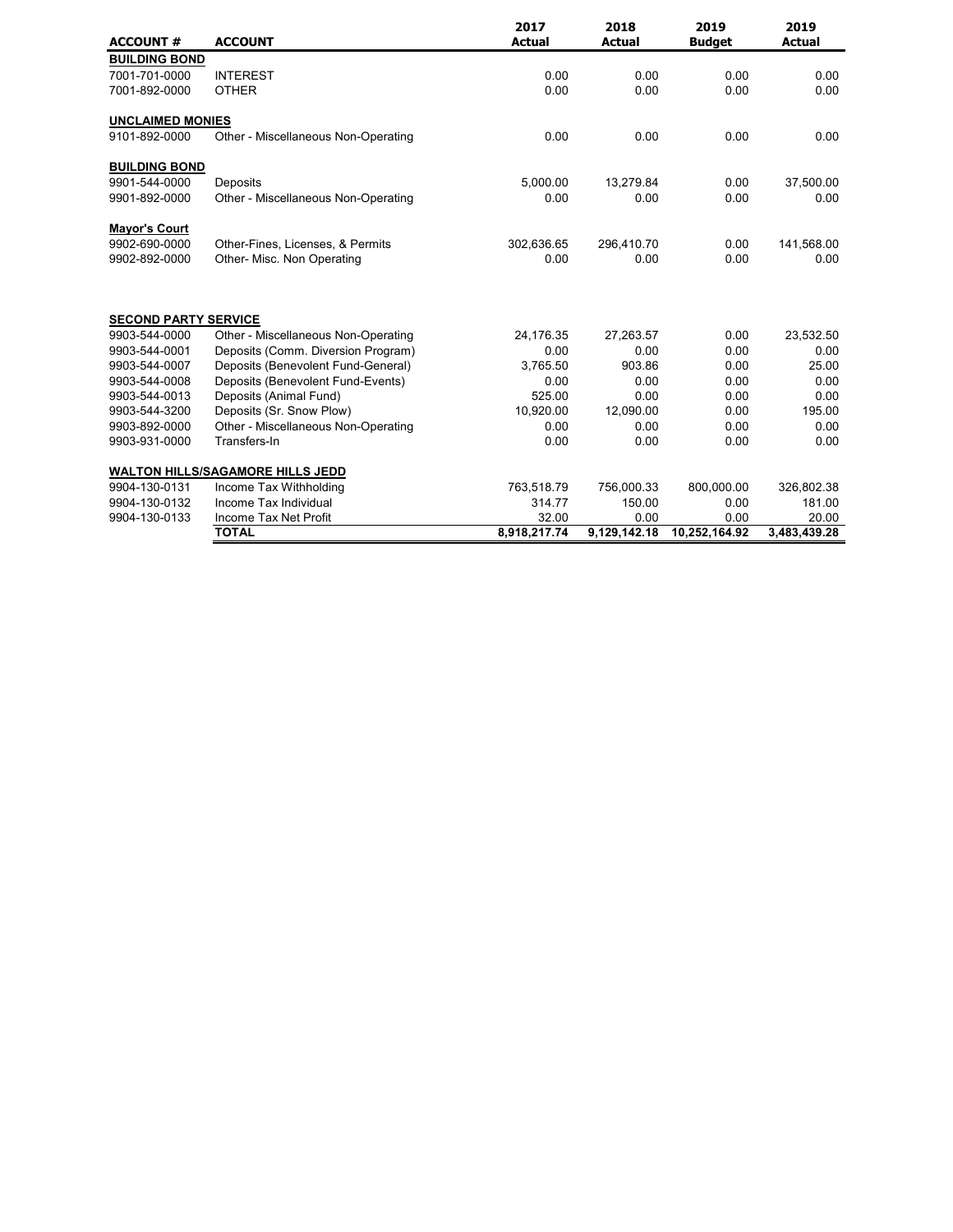| ACCOUNT # | ACCOUNT | 2017 Actual | 2018 Actual | 2019 Budget | 2019 Actual |
|---|---|---|---|---|---|
| **BUILDING BOND** | | | | | |
| 7001-701-0000 | INTEREST | 0.00 | 0.00 | 0.00 | 0.00 |
| 7001-892-0000 | OTHER | 0.00 | 0.00 | 0.00 | 0.00 |
| **UNCLAIMED MONIES** | | | | | |
| 9101-892-0000 | Other - Miscellaneous Non-Operating | 0.00 | 0.00 | 0.00 | 0.00 |
| **BUILDING BOND** | | | | | |
| 9901-544-0000 | Deposits | 5,000.00 | 13,279.84 | 0.00 | 37,500.00 |
| 9901-892-0000 | Other - Miscellaneous Non-Operating | 0.00 | 0.00 | 0.00 | 0.00 |
| **Mayor's Court** | | | | | |
| 9902-690-0000 | Other-Fines, Licenses, & Permits | 302,636.65 | 296,410.70 | 0.00 | 141,568.00 |
| 9902-892-0000 | Other- Misc. Non Operating | 0.00 | 0.00 | 0.00 | 0.00 |
| **SECOND PARTY SERVICE** | | | | | |
| 9903-544-0000 | Other - Miscellaneous Non-Operating | 24,176.35 | 27,263.57 | 0.00 | 23,532.50 |
| 9903-544-0001 | Deposits (Comm. Diversion Program) | 0.00 | 0.00 | 0.00 | 0.00 |
| 9903-544-0007 | Deposits (Benevolent Fund-General) | 3,765.50 | 903.86 | 0.00 | 25.00 |
| 9903-544-0008 | Deposits (Benevolent Fund-Events) | 0.00 | 0.00 | 0.00 | 0.00 |
| 9903-544-0013 | Deposits (Animal Fund) | 525.00 | 0.00 | 0.00 | 0.00 |
| 9903-544-3200 | Deposits (Sr. Snow Plow) | 10,920.00 | 12,090.00 | 0.00 | 195.00 |
| 9903-892-0000 | Other - Miscellaneous Non-Operating | 0.00 | 0.00 | 0.00 | 0.00 |
| 9903-931-0000 | Transfers-In | 0.00 | 0.00 | 0.00 | 0.00 |
| **WALTON HILLS/SAGAMORE HILLS JEDD** | | | | | |
| 9904-130-0131 | Income Tax Withholding | 763,518.79 | 756,000.33 | 800,000.00 | 326,802.38 |
| 9904-130-0132 | Income Tax Individual | 314.77 | 150.00 | 0.00 | 181.00 |
| 9904-130-0133 | Income Tax Net Profit | 32.00 | 0.00 | 0.00 | 20.00 |
| | **TOTAL** | **8,918,217.74** | **9,129,142.18** | **10,252,164.92** | **3,483,439.28** |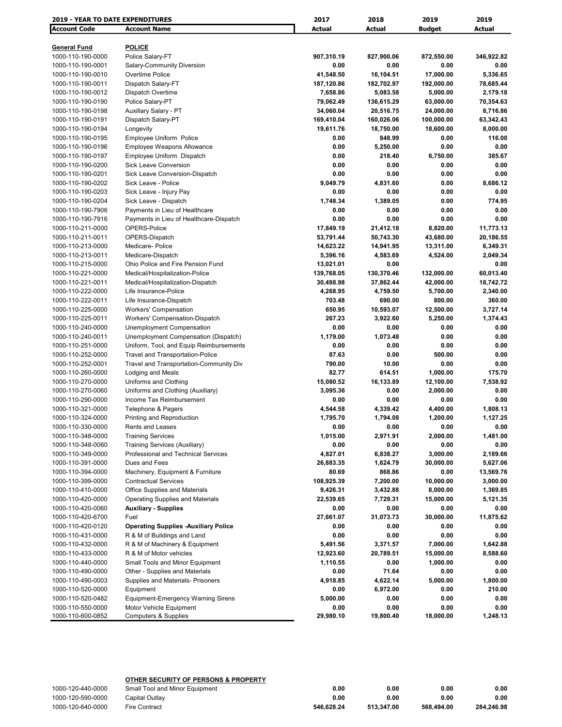| 2019 - YEAR TO DATE EXPENDITURES | | 2017 | 2018 | 2019 | 2019 |
|---|---|---|---|---|---|
| **Account Code** | **Account Name** | **Actual** | **Actual** | **Budget** | **Actual** |
| **General Fund** | **POLICE** | | | | |
| 1000-110-190-0000 | Police Salary-FT | 907,310.19 | 827,900.06 | 872,550.00 | 346,922.82 |
| 1000-110-190-0001 | Salary-Community Diversion | 0.00 | 0.00 | 0.00 | 0.00 |
| 1000-110-190-0010 | Overtime Police | 41,548.50 | 16,104.51 | 17,000.00 | 5,336.65 |
| 1000-110-190-0011 | Dispatch Salary-FT | 187,120.86 | 182,702.97 | 192,000.00 | 78,685.44 |
| 1000-110-190-0012 | Dispatch Overtime | 7,658.86 | 5,083.58 | 5,000.00 | 2,179.18 |
| 1000-110-190-0190 | Police Salary-PT | 79,062.49 | 136,615.29 | 63,000.00 | 70,354.63 |
| 1000-110-190-0198 | Auxillary Salary - PT | 34,060.04 | 20,516.75 | 24,000.00 | 8,716.86 |
| 1000-110-190-0191 | Dispatch Salary-PT | 169,410.04 | 160,026.06 | 100,000.00 | 63,342.43 |
| 1000-110-190-0194 | Longevity | 19,611.76 | 18,750.00 | 18,600.00 | 8,000.00 |
| 1000-110-190-0195 | Employee Uniform Police | 0.00 | 848.99 | 0.00 | 116.00 |
| 1000-110-190-0196 | Employee Weapons Allowance | 0.00 | 5,250.00 | 0.00 | 0.00 |
| 1000-110-190-0197 | Employee Uniform Dispatch | 0.00 | 218.40 | 6,750.00 | 385.67 |
| 1000-110-190-0200 | Sick Leave Conversion | 0.00 | 0.00 | 0.00 | 0.00 |
| 1000-110-190-0201 | Sick Leave Conversion-Dispatch | 0.00 | 0.00 | 0.00 | 0.00 |
| 1000-110-190-0202 | Sick Leave - Police | 9,049.79 | 4,831.60 | 0.00 | 8,686.12 |
| 1000-110-190-0203 | Sick Leave - Injury Pay | 0.00 | 0.00 | 0.00 | 0.00 |
| 1000-110-190-0204 | Sick Leave - Dispatch | 1,748.34 | 1,389.05 | 0.00 | 774.95 |
| 1000-110-190-7906 | Payments in Lieu of Healthcare | 0.00 | 0.00 | 0.00 | 0.00 |
| 1000-110-190-7916 | Payments in Lieu of Healthcare-Dispatch | 0.00 | 0.00 | 0.00 | 0.00 |
| 1000-110-211-0000 | OPERS-Police | 17,849.19 | 21,412.18 | 8,820.00 | 11,773.13 |
| 1000-110-211-0011 | OPERS-Dispatch | 53,791.44 | 50,743.30 | 43,680.00 | 20,186.55 |
| 1000-110-213-0000 | Medicare- Police | 14,623.22 | 14,941.95 | 13,311.00 | 6,349.31 |
| 1000-110-213-0011 | Medicare-Dispatch | 5,396.16 | 4,583.69 | 4,524.00 | 2,049.34 |
| 1000-110-215-0000 | Ohio Police and Fire Pension Fund | 13,021.01 | 0.00 | | 0.00 |
| 1000-110-221-0000 | Medical/Hospitalization-Police | 139,768.05 | 130,370.46 | 132,000.00 | 60,013.40 |
| 1000-110-221-0011 | Medical/Hospitalization-Dispatch | 30,498.98 | 37,862.44 | 42,000.00 | 18,742.72 |
| 1000-110-222-0000 | Life Insurance-Police | 4,268.95 | 4,759.50 | 5,700.00 | 2,340.00 |
| 1000-110-222-0011 | Life Insurance-Dispatch | 703.48 | 690.00 | 800.00 | 360.00 |
| 1000-110-225-0000 | Workers' Compensation | 650.95 | 10,593.07 | 12,500.00 | 3,727.14 |
| 1000-110-225-0011 | Workers' Compensation-Dispatch | 267.23 | 3,922.60 | 5,250.00 | 1,374.43 |
| 1000-110-240-0000 | Unemployment Compensation | 0.00 | 0.00 | 0.00 | 0.00 |
| 1000-110-240-0011 | Unemployment Compensation (Dispatch) | 1,179.00 | 1,073.48 | 0.00 | 0.00 |
| 1000-110-251-0000 | Uniform, Tool, and Equip Reimbursements | 0.00 | 0.00 | 0.00 | 0.00 |
| 1000-110-252-0000 | Travel and Transportation-Police | 87.63 | 0.00 | 500.00 | 0.00 |
| 1000-110-252-0001 | Travel and Transportation-Community Div | 790.00 | 10.00 | 0.00 | 0.00 |
| 1000-110-260-0000 | Lodging and Meals | 82.77 | 614.51 | 1,000.00 | 175.70 |
| 1000-110-270-0000 | Uniforms and Clothing | 15,080.52 | 16,133.89 | 12,100.00 | 7,538.92 |
| 1000-110-270-0060 | Uniforms and Clothing (Auxiliary) | 3,095.36 | 0.00 | 2,000.00 | 0.00 |
| 1000-110-290-0000 | Income Tax Reimbursement | 0.00 | 0.00 | 0.00 | 0.00 |
| 1000-110-321-0000 | Telephone & Pagers | 4,544.58 | 4,339.42 | 4,400.00 | 1,808.13 |
| 1000-110-324-0000 | Printing and Reproduction | 1,795.70 | 1,794.08 | 1,200.00 | 1,127.25 |
| 1000-110-330-0000 | Rents and Leases | 0.00 | 0.00 | 0.00 | 0.00 |
| 1000-110-348-0000 | Training Services | 1,015.00 | 2,971.91 | 2,000.00 | 1,481.00 |
| 1000-110-348-0060 | Training Services (Auxiliary) | 0.00 | 0.00 | 0.00 | 0.00 |
| 1000-110-349-0000 | Professional and Technical Services | 4,827.01 | 6,838.27 | 3,000.00 | 2,189.66 |
| 1000-110-391-0000 | Dues and Fees | 26,883.35 | 1,624.79 | 30,000.00 | 5,627.06 |
| 1000-110-394-0000 | Machinery, Equipment & Furniture | 80.69 | 868.86 | 0.00 | 13,569.76 |
| 1000-110-399-0000 | Contractual Services | 108,925.39 | 7,200.00 | 10,000.00 | 3,000.00 |
| 1000-110-410-0000 | Office Supplies and Materials | 9,426.31 | 3,432.88 | 8,000.00 | 1,369.85 |
| 1000-110-420-0000 | Operating Supplies and Materials | 22,539.65 | 7,729.31 | 15,000.00 | 5,121.35 |
| 1000-110-420-0060 | **Auxiliary - Supplies** | 0.00 | 0.00 | 0.00 | 0.00 |
| 1000-110-420-6700 | Fuel | 27,661.07 | 31,073.73 | 30,000.00 | 11,875.62 |
| 1000-110-420-0120 | **Operating Supplies -Auxiliary Police** | 0.00 | 0.00 | 0.00 | 0.00 |
| 1000-110-431-0000 | R & M of Buildings and Land | 0.00 | 0.00 | 0.00 | 0.00 |
| 1000-110-432-0000 | R & M of Machinery & Equipment | 5,491.56 | 3,371.57 | 7,000.00 | 1,642.88 |
| 1000-110-433-0000 | R & M of Motor vehicles | 12,923.60 | 20,789.51 | 15,000.00 | 8,588.60 |
| 1000-110-440-0000 | Small Tools and Minor Equipment | 1,110.55 | 0.00 | 1,000.00 | 0.00 |
| 1000-110-490-0000 | Other - Supplies and Materials | 0.00 | 71.64 | 0.00 | 0.00 |
| 1000-110-490-0003 | Supplies and Materials- Prisoners | 4,918.85 | 4,622.14 | 5,000.00 | 1,800.00 |
| 1000-110-520-0000 | Equipment | 0.00 | 6,972.00 | 0.00 | 210.00 |
| 1000-110-520-0482 | Equipment-Emergency Warning Sirens | 5,000.00 | 0.00 | 0.00 | 0.00 |
| 1000-110-550-0000 | Motor Vehicle Equipment | 0.00 | 0.00 | 0.00 | 0.00 |
| 1000-110-600-0852 | Computers & Supplies | 29,980.10 | 19,800.40 | 18,000.00 | 1,248.13 |
| | **OTHER SECURITY OF PERSONS & PROPERTY** | | | | |
| 1000-120-440-0000 | Small Tool and Minor Equipment | 0.00 | 0.00 | 0.00 | 0.00 |
| 1000-120-590-0000 | Capital Outlay | 0.00 | 0.00 | 0.00 | 0.00 |
| 1000-120-640-0000 | Fire Contract | 546,628.24 | 513,347.00 | 568,494.00 | 284,246.98 |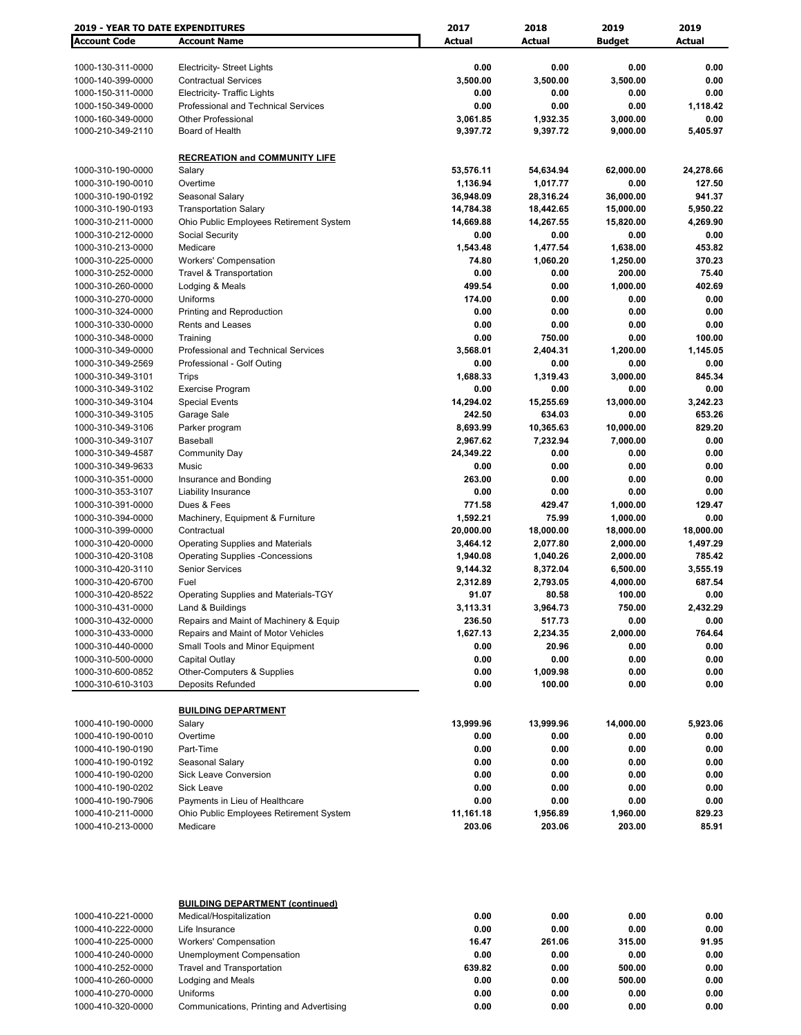| **2019 - YEAR TO DATE EXPENDITURES** | | **2017** | **2018** | **2019** | **2019** |
|---|---|---|---|---|---|
| **Account Code** | **Account Name** | **Actual** | **Actual** | **Budget** | **Actual** |
| 1000-130-311-0000 | Electricity- Street Lights | 0.00 | 0.00 | 0.00 | 0.00 |
| 1000-140-399-0000 | Contractual Services | 3,500.00 | 3,500.00 | 3,500.00 | 0.00 |
| 1000-150-311-0000 | Electricity- Traffic Lights | 0.00 | 0.00 | 0.00 | 0.00 |
| 1000-150-349-0000 | Professional and Technical Services | 0.00 | 0.00 | 0.00 | 1,118.42 |
| 1000-160-349-0000 | Other Professional | 3,061.85 | 1,932.35 | 3,000.00 | 0.00 |
| 1000-210-349-2110 | Board of Health | 9,397.72 | 9,397.72 | 9,000.00 | 5,405.97 |
| | **RECREATION and COMMUNITY LIFE** | | | | |
| 1000-310-190-0000 | Salary | 53,576.11 | 54,634.94 | 62,000.00 | 24,278.66 |
| 1000-310-190-0010 | Overtime | 1,136.94 | 1,017.77 | 0.00 | 127.50 |
| 1000-310-190-0192 | Seasonal Salary | 36,948.09 | 28,316.24 | 36,000.00 | 941.37 |
| 1000-310-190-0193 | Transportation Salary | 14,784.38 | 18,442.65 | 15,000.00 | 5,950.22 |
| 1000-310-211-0000 | Ohio Public Employees Retirement System | 14,669.88 | 14,267.55 | 15,820.00 | 4,269.90 |
| 1000-310-212-0000 | Social Security | 0.00 | 0.00 | 0.00 | 0.00 |
| 1000-310-213-0000 | Medicare | 1,543.48 | 1,477.54 | 1,638.00 | 453.82 |
| 1000-310-225-0000 | Workers' Compensation | 74.80 | 1,060.20 | 1,250.00 | 370.23 |
| 1000-310-252-0000 | Travel & Transportation | 0.00 | 0.00 | 200.00 | 75.40 |
| 1000-310-260-0000 | Lodging & Meals | 499.54 | 0.00 | 1,000.00 | 402.69 |
| 1000-310-270-0000 | Uniforms | 174.00 | 0.00 | 0.00 | 0.00 |
| 1000-310-324-0000 | Printing and Reproduction | 0.00 | 0.00 | 0.00 | 0.00 |
| 1000-310-330-0000 | Rents and Leases | 0.00 | 0.00 | 0.00 | 0.00 |
| 1000-310-348-0000 | Training | 0.00 | 750.00 | 0.00 | 100.00 |
| 1000-310-349-0000 | Professional and Technical Services | 3,568.01 | 2,404.31 | 1,200.00 | 1,145.05 |
| 1000-310-349-2569 | Professional - Golf Outing | 0.00 | 0.00 | 0.00 | 0.00 |
| 1000-310-349-3101 | Trips | 1,688.33 | 1,319.43 | 3,000.00 | 845.34 |
| 1000-310-349-3102 | Exercise Program | 0.00 | 0.00 | 0.00 | 0.00 |
| 1000-310-349-3104 | Special Events | 14,294.02 | 15,255.69 | 13,000.00 | 3,242.23 |
| 1000-310-349-3105 | Garage Sale | 242.50 | 634.03 | 0.00 | 653.26 |
| 1000-310-349-3106 | Parker program | 8,693.99 | 10,365.63 | 10,000.00 | 829.20 |
| 1000-310-349-3107 | Baseball | 2,967.62 | 7,232.94 | 7,000.00 | 0.00 |
| 1000-310-349-4587 | Community Day | 24,349.22 | 0.00 | 0.00 | 0.00 |
| 1000-310-349-9633 | Music | 0.00 | 0.00 | 0.00 | 0.00 |
| 1000-310-351-0000 | Insurance and Bonding | 263.00 | 0.00 | 0.00 | 0.00 |
| 1000-310-353-3107 | Liability Insurance | 0.00 | 0.00 | 0.00 | 0.00 |
| 1000-310-391-0000 | Dues & Fees | 771.58 | 429.47 | 1,000.00 | 129.47 |
| 1000-310-394-0000 | Machinery, Equipment & Furniture | 1,592.21 | 75.99 | 1,000.00 | 0.00 |
| 1000-310-399-0000 | Contractual | 20,000.00 | 18,000.00 | 18,000.00 | 18,000.00 |
| 1000-310-420-0000 | Operating Supplies and Materials | 3,464.12 | 2,077.80 | 2,000.00 | 1,497.29 |
| 1000-310-420-3108 | Operating Supplies -Concessions | 1,940.08 | 1,040.26 | 2,000.00 | 785.42 |
| 1000-310-420-3110 | Senior Services | 9,144.32 | 8,372.04 | 6,500.00 | 3,555.19 |
| 1000-310-420-6700 | Fuel | 2,312.89 | 2,793.05 | 4,000.00 | 687.54 |
| 1000-310-420-8522 | Operating Supplies and Materials-TGY | 91.07 | 80.58 | 100.00 | 0.00 |
| 1000-310-431-0000 | Land & Buildings | 3,113.31 | 3,964.73 | 750.00 | 2,432.29 |
| 1000-310-432-0000 | Repairs and Maint of Machinery & Equip | 236.50 | 517.73 | 0.00 | 0.00 |
| 1000-310-433-0000 | Repairs and Maint of Motor Vehicles | 1,627.13 | 2,234.35 | 2,000.00 | 764.64 |
| 1000-310-440-0000 | Small Tools and Minor Equipment | 0.00 | 20.96 | 0.00 | 0.00 |
| 1000-310-500-0000 | Capital Outlay | 0.00 | 0.00 | 0.00 | 0.00 |
| 1000-310-600-0852 | Other-Computers & Supplies | 0.00 | 1,009.98 | 0.00 | 0.00 |
| 1000-310-610-3103 | Deposits Refunded | 0.00 | 100.00 | 0.00 | 0.00 |
| | **BUILDING DEPARTMENT** | | | | |
| 1000-410-190-0000 | Salary | 13,999.96 | 13,999.96 | 14,000.00 | 5,923.06 |
| 1000-410-190-0010 | Overtime | 0.00 | 0.00 | 0.00 | 0.00 |
| 1000-410-190-0190 | Part-Time | 0.00 | 0.00 | 0.00 | 0.00 |
| 1000-410-190-0192 | Seasonal Salary | 0.00 | 0.00 | 0.00 | 0.00 |
| 1000-410-190-0200 | Sick Leave Conversion | 0.00 | 0.00 | 0.00 | 0.00 |
| 1000-410-190-0202 | Sick Leave | 0.00 | 0.00 | 0.00 | 0.00 |
| 1000-410-190-7906 | Payments in Lieu of Healthcare | 0.00 | 0.00 | 0.00 | 0.00 |
| 1000-410-211-0000 | Ohio Public Employees Retirement System | 11,161.18 | 1,956.89 | 1,960.00 | 829.23 |
| 1000-410-213-0000 | Medicare | 203.06 | 203.06 | 203.00 | 85.91 |
| | **BUILDING DEPARTMENT (continued)** | | | | |
| 1000-410-221-0000 | Medical/Hospitalization | 0.00 | 0.00 | 0.00 | 0.00 |
| 1000-410-222-0000 | Life Insurance | 0.00 | 0.00 | 0.00 | 0.00 |
| 1000-410-225-0000 | Workers' Compensation | 16.47 | 261.06 | 315.00 | 91.95 |
| 1000-410-240-0000 | Unemployment Compensation | 0.00 | 0.00 | 0.00 | 0.00 |
| 1000-410-252-0000 | Travel and Transportation | 639.82 | 0.00 | 500.00 | 0.00 |
| 1000-410-260-0000 | Lodging and Meals | 0.00 | 0.00 | 500.00 | 0.00 |
| 1000-410-270-0000 | Uniforms | 0.00 | 0.00 | 0.00 | 0.00 |
| 1000-410-320-0000 | Communications, Printing and Advertising | 0.00 | 0.00 | 0.00 | 0.00 |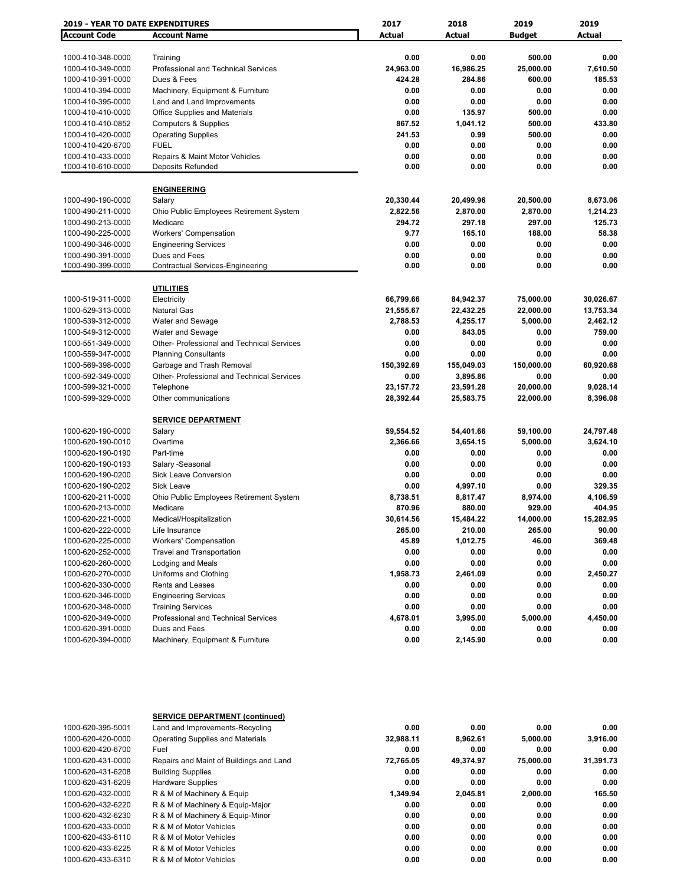**2019 - YEAR TO DATE EXPENDITURES**

| Account Code | Account Name | 2017 Actual | 2018 Actual | 2019 Budget | 2019 Actual |
|---|---|---|---|---|---|
| 1000-410-348-0000 | Training | 0.00 | 0.00 | 500.00 | 0.00 |
| 1000-410-349-0000 | Professional and Technical Services | 24,963.00 | 16,986.25 | 25,000.00 | 7,610.50 |
| 1000-410-391-0000 | Dues & Fees | 424.28 | 284.86 | 600.00 | 185.53 |
| 1000-410-394-0000 | Machinery, Equipment & Furniture | 0.00 | 0.00 | 0.00 | 0.00 |
| 1000-410-395-0000 | Land and Land Improvements | 0.00 | 0.00 | 0.00 | 0.00 |
| 1000-410-410-0000 | Office Supplies and Materials | 0.00 | 135.97 | 500.00 | 0.00 |
| 1000-410-410-0852 | Computers & Supplies | 867.52 | 1,041.12 | 500.00 | 433.80 |
| 1000-410-420-0000 | Operating Supplies | 241.53 | 0.99 | 500.00 | 0.00 |
| 1000-410-420-6700 | FUEL | 0.00 | 0.00 | 0.00 | 0.00 |
| 1000-410-433-0000 | Repairs & Maint Motor Vehicles | 0.00 | 0.00 | 0.00 | 0.00 |
| 1000-410-610-0000 | Deposits Refunded | 0.00 | 0.00 | 0.00 | 0.00 |
| | **ENGINEERING** | | | | |
| 1000-490-190-0000 | Salary | 20,330.44 | 20,499.96 | 20,500.00 | 8,673.06 |
| 1000-490-211-0000 | Ohio Public Employees Retirement System | 2,822.56 | 2,870.00 | 2,870.00 | 1,214.23 |
| 1000-490-213-0000 | Medicare | 294.72 | 297.18 | 297.00 | 125.73 |
| 1000-490-225-0000 | Workers' Compensation | 9.77 | 165.10 | 188.00 | 58.38 |
| 1000-490-346-0000 | Engineering Services | 0.00 | 0.00 | 0.00 | 0.00 |
| 1000-490-391-0000 | Dues and Fees | 0.00 | 0.00 | 0.00 | 0.00 |
| 1000-490-399-0000 | Contractual Services-Engineering | 0.00 | 0.00 | 0.00 | 0.00 |
| | **UTILITIES** | | | | |
| 1000-519-311-0000 | Electricity | 66,799.66 | 84,942.37 | 75,000.00 | 30,026.67 |
| 1000-529-313-0000 | Natural Gas | 21,555.67 | 22,432.25 | 22,000.00 | 13,753.34 |
| 1000-539-312-0000 | Water and Sewage | 2,788.53 | 4,255.17 | 5,000.00 | 2,462.12 |
| 1000-549-312-0000 | Water and Sewage | 0.00 | 843.05 | 0.00 | 759.00 |
| 1000-551-349-0000 | Other- Professional and Technical Services | 0.00 | 0.00 | 0.00 | 0.00 |
| 1000-559-347-0000 | Planning Consultants | 0.00 | 0.00 | 0.00 | 0.00 |
| 1000-569-398-0000 | Garbage and Trash Removal | 150,392.69 | 155,049.03 | 150,000.00 | 60,920.68 |
| 1000-592-349-0000 | Other- Professional and Technical Services | 0.00 | 3,895.86 | 0.00 | 0.00 |
| 1000-599-321-0000 | Telephone | 23,157.72 | 23,591.28 | 20,000.00 | 9,028.14 |
| 1000-599-329-0000 | Other communications | 28,392.44 | 25,583.75 | 22,000.00 | 8,396.08 |
| | **SERVICE DEPARTMENT** | | | | |
| 1000-620-190-0000 | Salary | 59,554.52 | 54,401.66 | 59,100.00 | 24,797.48 |
| 1000-620-190-0010 | Overtime | 2,366.66 | 3,654.15 | 5,000.00 | 3,624.10 |
| 1000-620-190-0190 | Part-time | 0.00 | 0.00 | 0.00 | 0.00 |
| 1000-620-190-0193 | Salary -Seasonal | 0.00 | 0.00 | 0.00 | 0.00 |
| 1000-620-190-0200 | Sick Leave Conversion | 0.00 | 0.00 | 0.00 | 0.00 |
| 1000-620-190-0202 | Sick Leave | 0.00 | 4,997.10 | 0.00 | 329.35 |
| 1000-620-211-0000 | Ohio Public Employees Retirement System | 8,738.51 | 8,817.47 | 8,974.00 | 4,106.59 |
| 1000-620-213-0000 | Medicare | 870.96 | 880.00 | 929.00 | 404.95 |
| 1000-620-221-0000 | Medical/Hospitalization | 30,614.56 | 15,484.22 | 14,000.00 | 15,282.95 |
| 1000-620-222-0000 | Life Insurance | 265.00 | 210.00 | 265.00 | 90.00 |
| 1000-620-225-0000 | Workers' Compensation | 45.89 | 1,012.75 | 46.00 | 369.48 |
| 1000-620-252-0000 | Travel and Transportation | 0.00 | 0.00 | 0.00 | 0.00 |
| 1000-620-260-0000 | Lodging and Meals | 0.00 | 0.00 | 0.00 | 0.00 |
| 1000-620-270-0000 | Uniforms and Clothing | 1,958.73 | 2,461.09 | 0.00 | 2,450.27 |
| 1000-620-330-0000 | Rents and Leases | 0.00 | 0.00 | 0.00 | 0.00 |
| 1000-620-346-0000 | Engineering Services | 0.00 | 0.00 | 0.00 | 0.00 |
| 1000-620-348-0000 | Training Services | 0.00 | 0.00 | 0.00 | 0.00 |
| 1000-620-349-0000 | Professional and Technical Services | 4,678.01 | 3,995.00 | 5,000.00 | 4,450.00 |
| 1000-620-391-0000 | Dues and Fees | 0.00 | 0.00 | 0.00 | 0.00 |
| 1000-620-394-0000 | Machinery, Equipment & Furniture | 0.00 | 2,145.90 | 0.00 | 0.00 |
| | **SERVICE DEPARTMENT (continued)** | | | | |
| 1000-620-395-5001 | Land and Improvements-Recycling | 0.00 | 0.00 | 0.00 | 0.00 |
| 1000-620-420-0000 | Operating Supplies and Materials | 32,988.11 | 8,962.61 | 5,000.00 | 3,916.00 |
| 1000-620-420-6700 | Fuel | 0.00 | 0.00 | 0.00 | 0.00 |
| 1000-620-431-0000 | Repairs and Maint of Buildings and Land | 72,765.05 | 49,374.97 | 75,000.00 | 31,391.73 |
| 1000-620-431-6208 | Building Supplies | 0.00 | 0.00 | 0.00 | 0.00 |
| 1000-620-431-6209 | Hardware Supplies | 0.00 | 0.00 | 0.00 | 0.00 |
| 1000-620-432-0000 | R & M of Machinery & Equip | 1,349.94 | 2,045.81 | 2,000.00 | 165.50 |
| 1000-620-432-6220 | R & M of Machinery & Equip-Major | 0.00 | 0.00 | 0.00 | 0.00 |
| 1000-620-432-6230 | R & M of Machinery & Equip-Minor | 0.00 | 0.00 | 0.00 | 0.00 |
| 1000-620-433-0000 | R & M of Motor Vehicles | 0.00 | 0.00 | 0.00 | 0.00 |
| 1000-620-433-6110 | R & M of Motor Vehicles | 0.00 | 0.00 | 0.00 | 0.00 |
| 1000-620-433-6225 | R & M of Motor Vehicles | 0.00 | 0.00 | 0.00 | 0.00 |
| 1000-620-433-6310 | R & M of Motor Vehicles | 0.00 | 0.00 | 0.00 | 0.00 |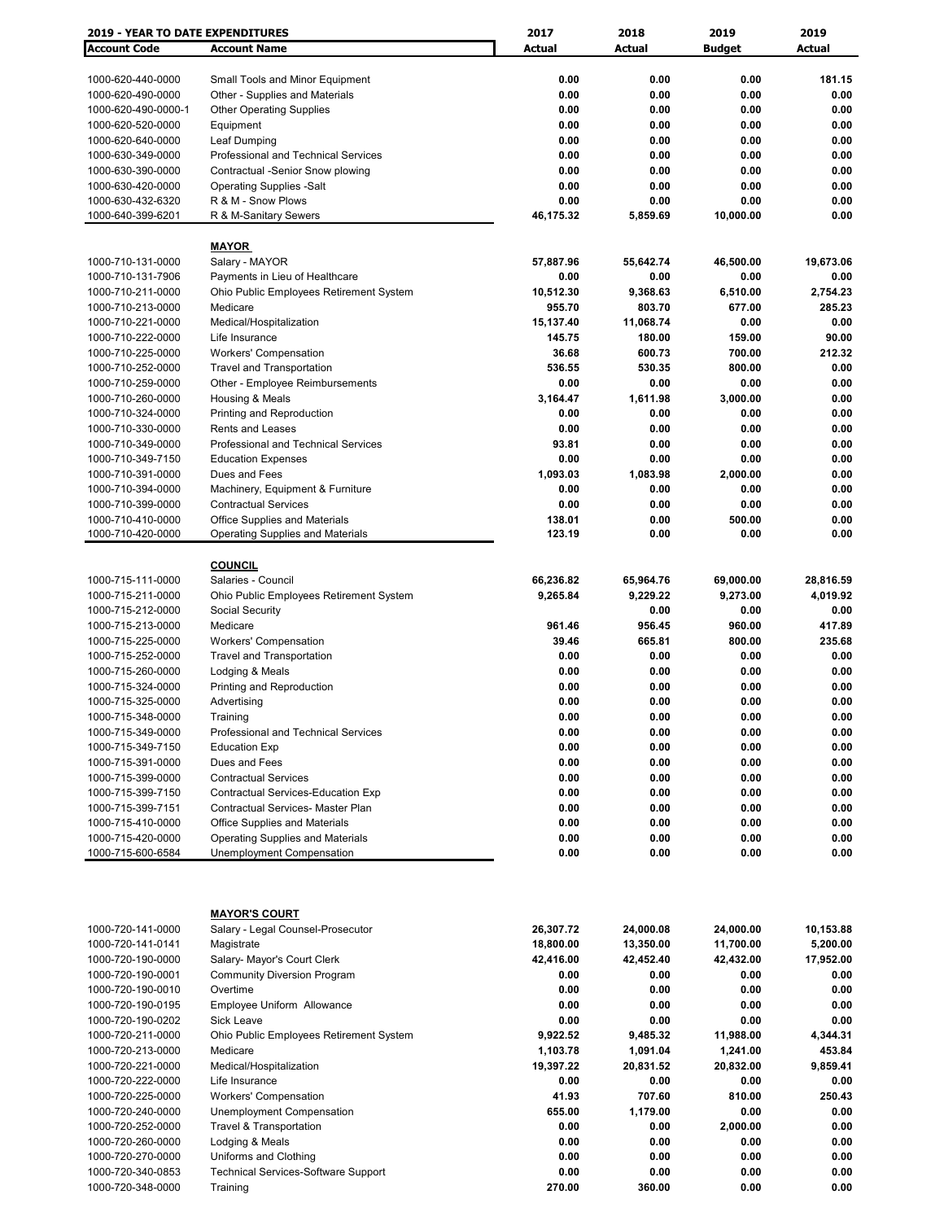| 2019 - YEAR TO DATE EXPENDITURES | | 2017 | 2018 | 2019 | 2019 |
|---|---|---|---|---|---|
| **Account Code** | **Account Name** | **Actual** | **Actual** | **Budget** | **Actual** |
| 1000-620-440-0000 | Small Tools and Minor Equipment | 0.00 | 0.00 | 0.00 | 181.15 |
| 1000-620-490-0000 | Other - Supplies and Materials | 0.00 | 0.00 | 0.00 | 0.00 |
| 1000-620-490-0000-1 | Other Operating Supplies | 0.00 | 0.00 | 0.00 | 0.00 |
| 1000-620-520-0000 | Equipment | 0.00 | 0.00 | 0.00 | 0.00 |
| 1000-620-640-0000 | Leaf Dumping | 0.00 | 0.00 | 0.00 | 0.00 |
| 1000-630-349-0000 | Professional and Technical Services | 0.00 | 0.00 | 0.00 | 0.00 |
| 1000-630-390-0000 | Contractual -Senior Snow plowing | 0.00 | 0.00 | 0.00 | 0.00 |
| 1000-630-420-0000 | Operating Supplies -Salt | 0.00 | 0.00 | 0.00 | 0.00 |
| 1000-630-432-6320 | R & M - Snow Plows | 0.00 | 0.00 | 0.00 | 0.00 |
| 1000-640-399-6201 | R & M-Sanitary Sewers | 46,175.32 | 5,859.69 | 10,000.00 | 0.00 |
| | **MAYOR** | | | | |
| 1000-710-131-0000 | Salary - MAYOR | 57,887.96 | 55,642.74 | 46,500.00 | 19,673.06 |
| 1000-710-131-7906 | Payments in Lieu of Healthcare | 0.00 | 0.00 | 0.00 | 0.00 |
| 1000-710-211-0000 | Ohio Public Employees Retirement System | 10,512.30 | 9,368.63 | 6,510.00 | 2,754.23 |
| 1000-710-213-0000 | Medicare | 955.70 | 803.70 | 677.00 | 285.23 |
| 1000-710-221-0000 | Medical/Hospitalization | 15,137.40 | 11,068.74 | 0.00 | 0.00 |
| 1000-710-222-0000 | Life Insurance | 145.75 | 180.00 | 159.00 | 90.00 |
| 1000-710-225-0000 | Workers' Compensation | 36.68 | 600.73 | 700.00 | 212.32 |
| 1000-710-252-0000 | Travel and Transportation | 536.55 | 530.35 | 800.00 | 0.00 |
| 1000-710-259-0000 | Other - Employee Reimbursements | 0.00 | 0.00 | 0.00 | 0.00 |
| 1000-710-260-0000 | Housing & Meals | 3,164.47 | 1,611.98 | 3,000.00 | 0.00 |
| 1000-710-324-0000 | Printing and Reproduction | 0.00 | 0.00 | 0.00 | 0.00 |
| 1000-710-330-0000 | Rents and Leases | 0.00 | 0.00 | 0.00 | 0.00 |
| 1000-710-349-0000 | Professional and Technical Services | 93.81 | 0.00 | 0.00 | 0.00 |
| 1000-710-349-7150 | Education Expenses | 0.00 | 0.00 | 0.00 | 0.00 |
| 1000-710-391-0000 | Dues and Fees | 1,093.03 | 1,083.98 | 2,000.00 | 0.00 |
| 1000-710-394-0000 | Machinery, Equipment & Furniture | 0.00 | 0.00 | 0.00 | 0.00 |
| 1000-710-399-0000 | Contractual Services | 0.00 | 0.00 | 0.00 | 0.00 |
| 1000-710-410-0000 | Office Supplies and Materials | 138.01 | 0.00 | 500.00 | 0.00 |
| 1000-710-420-0000 | Operating Supplies and Materials | 123.19 | 0.00 | 0.00 | 0.00 |
| | **COUNCIL** | | | | |
| 1000-715-111-0000 | Salaries - Council | 66,236.82 | 65,964.76 | 69,000.00 | 28,816.59 |
| 1000-715-211-0000 | Ohio Public Employees Retirement System | 9,265.84 | 9,229.22 | 9,273.00 | 4,019.92 |
| 1000-715-212-0000 | Social Security | | 0.00 | 0.00 | 0.00 |
| 1000-715-213-0000 | Medicare | 961.46 | 956.45 | 960.00 | 417.89 |
| 1000-715-225-0000 | Workers' Compensation | 39.46 | 665.81 | 800.00 | 235.68 |
| 1000-715-252-0000 | Travel and Transportation | 0.00 | 0.00 | 0.00 | 0.00 |
| 1000-715-260-0000 | Lodging & Meals | 0.00 | 0.00 | 0.00 | 0.00 |
| 1000-715-324-0000 | Printing and Reproduction | 0.00 | 0.00 | 0.00 | 0.00 |
| 1000-715-325-0000 | Advertising | 0.00 | 0.00 | 0.00 | 0.00 |
| 1000-715-348-0000 | Training | 0.00 | 0.00 | 0.00 | 0.00 |
| 1000-715-349-0000 | Professional and Technical Services | 0.00 | 0.00 | 0.00 | 0.00 |
| 1000-715-349-7150 | Education Exp | 0.00 | 0.00 | 0.00 | 0.00 |
| 1000-715-391-0000 | Dues and Fees | 0.00 | 0.00 | 0.00 | 0.00 |
| 1000-715-399-0000 | Contractual Services | 0.00 | 0.00 | 0.00 | 0.00 |
| 1000-715-399-7150 | Contractual Services-Education Exp | 0.00 | 0.00 | 0.00 | 0.00 |
| 1000-715-399-7151 | Contractual Services- Master Plan | 0.00 | 0.00 | 0.00 | 0.00 |
| 1000-715-410-0000 | Office Supplies and Materials | 0.00 | 0.00 | 0.00 | 0.00 |
| 1000-715-420-0000 | Operating Supplies and Materials | 0.00 | 0.00 | 0.00 | 0.00 |
| 1000-715-600-6584 | Unemployment Compensation | 0.00 | 0.00 | 0.00 | 0.00 |
| | **MAYOR'S COURT** | | | | |
| 1000-720-141-0000 | Salary - Legal Counsel-Prosecutor | 26,307.72 | 24,000.08 | 24,000.00 | 10,153.88 |
| 1000-720-141-0141 | Magistrate | 18,800.00 | 13,350.00 | 11,700.00 | 5,200.00 |
| 1000-720-190-0000 | Salary- Mayor's Court Clerk | 42,416.00 | 42,452.40 | 42,432.00 | 17,952.00 |
| 1000-720-190-0001 | Community Diversion Program | 0.00 | 0.00 | 0.00 | 0.00 |
| 1000-720-190-0010 | Overtime | 0.00 | 0.00 | 0.00 | 0.00 |
| 1000-720-190-0195 | Employee Uniform Allowance | 0.00 | 0.00 | 0.00 | 0.00 |
| 1000-720-190-0202 | Sick Leave | 0.00 | 0.00 | 0.00 | 0.00 |
| 1000-720-211-0000 | Ohio Public Employees Retirement System | 9,922.52 | 9,485.32 | 11,988.00 | 4,344.31 |
| 1000-720-213-0000 | Medicare | 1,103.78 | 1,091.04 | 1,241.00 | 453.84 |
| 1000-720-221-0000 | Medical/Hospitalization | 19,397.22 | 20,831.52 | 20,832.00 | 9,859.41 |
| 1000-720-222-0000 | Life Insurance | 0.00 | 0.00 | 0.00 | 0.00 |
| 1000-720-225-0000 | Workers' Compensation | 41.93 | 707.60 | 810.00 | 250.43 |
| 1000-720-240-0000 | Unemployment Compensation | 655.00 | 1,179.00 | 0.00 | 0.00 |
| 1000-720-252-0000 | Travel & Transportation | 0.00 | 0.00 | 2,000.00 | 0.00 |
| 1000-720-260-0000 | Lodging & Meals | 0.00 | 0.00 | 0.00 | 0.00 |
| 1000-720-270-0000 | Uniforms and Clothing | 0.00 | 0.00 | 0.00 | 0.00 |
| 1000-720-340-0853 | Technical Services-Software Support | 0.00 | 0.00 | 0.00 | 0.00 |
| 1000-720-348-0000 | Training | 270.00 | 360.00 | 0.00 | 0.00 |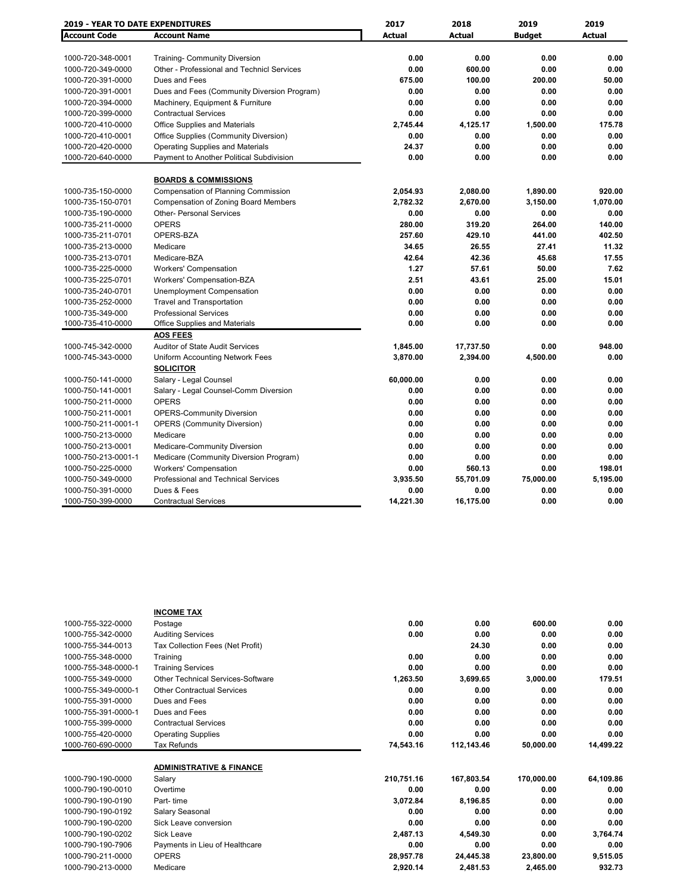| 2019 - YEAR TO DATE EXPENDITURES | | 2017 | 2018 | 2019 | 2019 |
|---|---|---|---|---|---|
| **Account Code** | **Account Name** | **Actual** | **Actual** | **Budget** | **Actual** |
| 1000-720-348-0001 | Training- Community Diversion | **0.00** | **0.00** | **0.00** | **0.00** |
| 1000-720-349-0000 | Other - Professional and Technicl Services | **0.00** | **600.00** | **0.00** | **0.00** |
| 1000-720-391-0000 | Dues and Fees | **675.00** | **100.00** | **200.00** | **50.00** |
| 1000-720-391-0001 | Dues and Fees (Community Diversion Program) | **0.00** | **0.00** | **0.00** | **0.00** |
| 1000-720-394-0000 | Machinery, Equipment & Furniture | **0.00** | **0.00** | **0.00** | **0.00** |
| 1000-720-399-0000 | Contractual Services | **0.00** | **0.00** | **0.00** | **0.00** |
| 1000-720-410-0000 | Office Supplies and Materials | **2,745.44** | **4,125.17** | **1,500.00** | **175.78** |
| 1000-720-410-0001 | Office Supplies (Community Diversion) | **0.00** | **0.00** | **0.00** | **0.00** |
| 1000-720-420-0000 | Operating Supplies and Materials | **24.37** | **0.00** | **0.00** | **0.00** |
| 1000-720-640-0000 | Payment to Another Political Subdivision | **0.00** | **0.00** | **0.00** | **0.00** |
| | **BOARDS & COMMISSIONS** | | | | |
| 1000-735-150-0000 | Compensation of Planning Commission | **2,054.93** | **2,080.00** | **1,890.00** | **920.00** |
| 1000-735-150-0701 | Compensation of Zoning Board Members | **2,782.32** | **2,670.00** | **3,150.00** | **1,070.00** |
| 1000-735-190-0000 | Other- Personal Services | **0.00** | **0.00** | **0.00** | **0.00** |
| 1000-735-211-0000 | OPERS | **280.00** | **319.20** | **264.00** | **140.00** |
| 1000-735-211-0701 | OPERS-BZA | **257.60** | **429.10** | **441.00** | **402.50** |
| 1000-735-213-0000 | Medicare | **34.65** | **26.55** | **27.41** | **11.32** |
| 1000-735-213-0701 | Medicare-BZA | **42.64** | **42.36** | **45.68** | **17.55** |
| 1000-735-225-0000 | Workers' Compensation | **1.27** | **57.61** | **50.00** | **7.62** |
| 1000-735-225-0701 | Workers' Compensation-BZA | **2.51** | **43.61** | **25.00** | **15.01** |
| 1000-735-240-0701 | Unemployment Compensation | **0.00** | **0.00** | **0.00** | **0.00** |
| 1000-735-252-0000 | Travel and Transportation | **0.00** | **0.00** | **0.00** | **0.00** |
| 1000-735-349-000 | Professional Services | **0.00** | **0.00** | **0.00** | **0.00** |
| 1000-735-410-0000 | Office Supplies and Materials | **0.00** | **0.00** | **0.00** | **0.00** |
| | **AOS FEES** | | | | |
| 1000-745-342-0000 | Auditor of State Audit Services | **1,845.00** | **17,737.50** | **0.00** | **948.00** |
| 1000-745-343-0000 | Uniform Accounting Network Fees | **3,870.00** | **2,394.00** | **4,500.00** | **0.00** |
| | **SOLICITOR** | | | | |
| 1000-750-141-0000 | Salary - Legal Counsel | **60,000.00** | **0.00** | **0.00** | **0.00** |
| 1000-750-141-0001 | Salary - Legal Counsel-Comm Diversion | **0.00** | **0.00** | **0.00** | **0.00** |
| 1000-750-211-0000 | OPERS | **0.00** | **0.00** | **0.00** | **0.00** |
| 1000-750-211-0001 | OPERS-Community Diversion | **0.00** | **0.00** | **0.00** | **0.00** |
| 1000-750-211-0001-1 | OPERS (Community Diversion) | **0.00** | **0.00** | **0.00** | **0.00** |
| 1000-750-213-0000 | Medicare | **0.00** | **0.00** | **0.00** | **0.00** |
| 1000-750-213-0001 | Medicare-Community Diversion | **0.00** | **0.00** | **0.00** | **0.00** |
| 1000-750-213-0001-1 | Medicare (Community Diversion Program) | **0.00** | **0.00** | **0.00** | **0.00** |
| 1000-750-225-0000 | Workers' Compensation | **0.00** | **560.13** | **0.00** | **198.01** |
| 1000-750-349-0000 | Professional and Technical Services | **3,935.50** | **55,701.09** | **75,000.00** | **5,195.00** |
| 1000-750-391-0000 | Dues & Fees | **0.00** | **0.00** | **0.00** | **0.00** |
| 1000-750-399-0000 | Contractual Services | **14,221.30** | **16,175.00** | **0.00** | **0.00** |
| | **INCOME TAX** | | | | |
| 1000-755-322-0000 | Postage | **0.00** | **0.00** | **600.00** | **0.00** |
| 1000-755-342-0000 | Auditing Services | **0.00** | **0.00** | **0.00** | **0.00** |
| 1000-755-344-0013 | Tax Collection Fees (Net Profit) | | **24.30** | **0.00** | **0.00** |
| 1000-755-348-0000 | Training | **0.00** | **0.00** | **0.00** | **0.00** |
| 1000-755-348-0000-1 | Training Services | **0.00** | **0.00** | **0.00** | **0.00** |
| 1000-755-349-0000 | Other Technical Services-Software | **1,263.50** | **3,699.65** | **3,000.00** | **179.51** |
| 1000-755-349-0000-1 | Other Contractual Services | **0.00** | **0.00** | **0.00** | **0.00** |
| 1000-755-391-0000 | Dues and Fees | **0.00** | **0.00** | **0.00** | **0.00** |
| 1000-755-391-0000-1 | Dues and Fees | **0.00** | **0.00** | **0.00** | **0.00** |
| 1000-755-399-0000 | Contractual Services | **0.00** | **0.00** | **0.00** | **0.00** |
| 1000-755-420-0000 | Operating Supplies | **0.00** | **0.00** | **0.00** | **0.00** |
| 1000-760-690-0000 | Tax Refunds | **74,543.16** | **112,143.46** | **50,000.00** | **14,499.22** |
| | **ADMINISTRATIVE & FINANCE** | | | | |
| 1000-790-190-0000 | Salary | **210,751.16** | **167,803.54** | **170,000.00** | **64,109.86** |
| 1000-790-190-0010 | Overtime | **0.00** | **0.00** | **0.00** | **0.00** |
| 1000-790-190-0190 | Part- time | **3,072.84** | **8,196.85** | **0.00** | **0.00** |
| 1000-790-190-0192 | Salary Seasonal | **0.00** | **0.00** | **0.00** | **0.00** |
| 1000-790-190-0200 | Sick Leave conversion | **0.00** | **0.00** | **0.00** | **0.00** |
| 1000-790-190-0202 | Sick Leave | **2,487.13** | **4,549.30** | **0.00** | **3,764.74** |
| 1000-790-190-7906 | Payments in Lieu of Healthcare | **0.00** | **0.00** | **0.00** | **0.00** |
| 1000-790-211-0000 | OPERS | **28,957.78** | **24,445.38** | **23,800.00** | **9,515.05** |
| 1000-790-213-0000 | Medicare | **2,920.14** | **2,481.53** | **2,465.00** | **932.73** |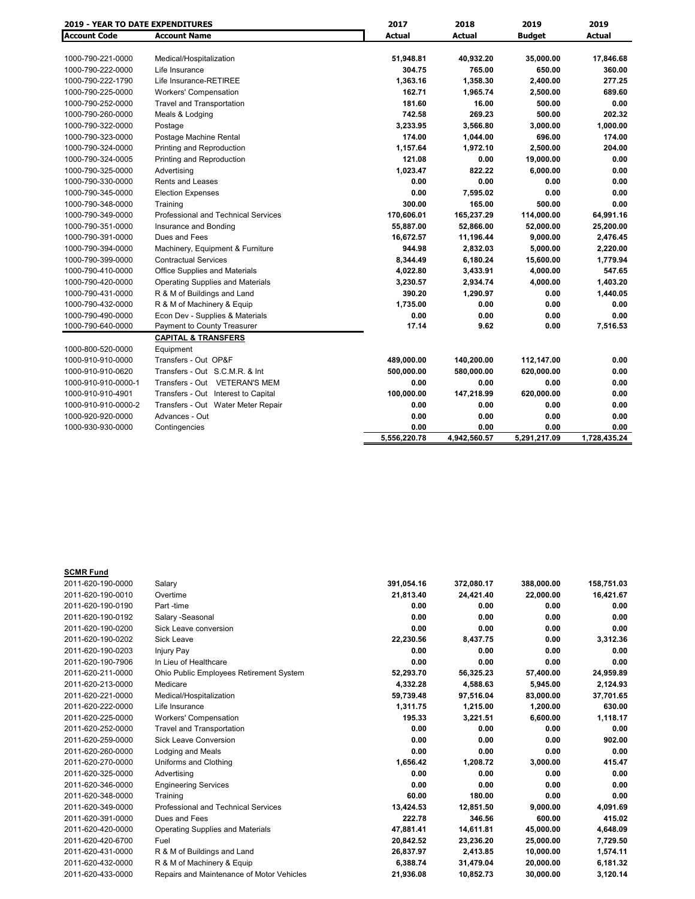| 2019 - YEAR TO DATE EXPENDITURES | | 2017 | 2018 | 2019 | 2019 |
|---|---|---|---|---|---|
| **Account Code** | **Account Name** | **Actual** | **Actual** | **Budget** | **Actual** |
| 1000-790-221-0000 | Medical/Hospitalization | 51,948.81 | 40,932.20 | 35,000.00 | 17,846.68 |
| 1000-790-222-0000 | Life Insurance | 304.75 | 765.00 | 650.00 | 360.00 |
| 1000-790-222-1790 | Life Insurance-RETIREE | 1,363.16 | 1,358.30 | 2,400.00 | 277.25 |
| 1000-790-225-0000 | Workers' Compensation | 162.71 | 1,965.74 | 2,500.00 | 689.60 |
| 1000-790-252-0000 | Travel and Transportation | 181.60 | 16.00 | 500.00 | 0.00 |
| 1000-790-260-0000 | Meals & Lodging | 742.58 | 269.23 | 500.00 | 202.32 |
| 1000-790-322-0000 | Postage | 3,233.95 | 3,566.80 | 3,000.00 | 1,000.00 |
| 1000-790-323-0000 | Postage Machine Rental | 174.00 | 1,044.00 | 696.00 | 174.00 |
| 1000-790-324-0000 | Printing and Reproduction | 1,157.64 | 1,972.10 | 2,500.00 | 204.00 |
| 1000-790-324-0005 | Printing and Reproduction | 121.08 | 0.00 | 19,000.00 | 0.00 |
| 1000-790-325-0000 | Advertising | 1,023.47 | 822.22 | 6,000.00 | 0.00 |
| 1000-790-330-0000 | Rents and Leases | 0.00 | 0.00 | 0.00 | 0.00 |
| 1000-790-345-0000 | Election Expenses | 0.00 | 7,595.02 | 0.00 | 0.00 |
| 1000-790-348-0000 | Training | 300.00 | 165.00 | 500.00 | 0.00 |
| 1000-790-349-0000 | Professional and Technical Services | 170,606.01 | 165,237.29 | 114,000.00 | 64,991.16 |
| 1000-790-351-0000 | Insurance and Bonding | 55,887.00 | 52,866.00 | 52,000.00 | 25,200.00 |
| 1000-790-391-0000 | Dues and Fees | 16,672.57 | 11,196.44 | 9,000.00 | 2,476.45 |
| 1000-790-394-0000 | Machinery, Equipment & Furniture | 944.98 | 2,832.03 | 5,000.00 | 2,220.00 |
| 1000-790-399-0000 | Contractual Services | 8,344.49 | 6,180.24 | 15,600.00 | 1,779.94 |
| 1000-790-410-0000 | Office Supplies and Materials | 4,022.80 | 3,433.91 | 4,000.00 | 547.65 |
| 1000-790-420-0000 | Operating Supplies and Materials | 3,230.57 | 2,934.74 | 4,000.00 | 1,403.20 |
| 1000-790-431-0000 | R & M of Buildings and Land | 390.20 | 1,290.97 | 0.00 | 1,440.05 |
| 1000-790-432-0000 | R & M of Machinery & Equip | 1,735.00 | 0.00 | 0.00 | 0.00 |
| 1000-790-490-0000 | Econ Dev - Supplies & Materials | 0.00 | 0.00 | 0.00 | 0.00 |
| 1000-790-640-0000 | Payment to County Treasurer | 17.14 | 9.62 | 0.00 | 7,516.53 |
| | **CAPITAL & TRANSFERS** | | | | |
| 1000-800-520-0000 | Equipment | | | | |
| 1000-910-910-0000 | Transfers - Out OP&F | 489,000.00 | 140,200.00 | 112,147.00 | 0.00 |
| 1000-910-910-0620 | Transfers - Out S.C.M.R. & Int | 500,000.00 | 580,000.00 | 620,000.00 | 0.00 |
| 1000-910-910-0000-1 | Transfers - Out VETERAN'S MEM | 0.00 | 0.00 | 0.00 | 0.00 |
| 1000-910-910-4901 | Transfers - Out Interest to Capital | 100,000.00 | 147,218.99 | 620,000.00 | 0.00 |
| 1000-910-910-0000-2 | Transfers - Out Water Meter Repair | 0.00 | 0.00 | 0.00 | 0.00 |
| 1000-920-920-0000 | Advances - Out | 0.00 | 0.00 | 0.00 | 0.00 |
| 1000-930-930-0000 | Contingencies | 0.00 | 0.00 | 0.00 | 0.00 |
| | | 5,556,220.78 | 4,942,560.57 | 5,291,217.09 | 1,728,435.24 |

**SCMR Fund**

| Account Code | Account Name | 2017 Actual | 2018 Actual | 2019 Budget | 2019 Actual |
|---|---|---|---|---|---|
| 2011-620-190-0000 | Salary | 391,054.16 | 372,080.17 | 388,000.00 | 158,751.03 |
| 2011-620-190-0010 | Overtime | 21,813.40 | 24,421.40 | 22,000.00 | 16,421.67 |
| 2011-620-190-0190 | Part -time | 0.00 | 0.00 | 0.00 | 0.00 |
| 2011-620-190-0192 | Salary -Seasonal | 0.00 | 0.00 | 0.00 | 0.00 |
| 2011-620-190-0200 | Sick Leave conversion | 0.00 | 0.00 | 0.00 | 0.00 |
| 2011-620-190-0202 | Sick Leave | 22,230.56 | 8,437.75 | 0.00 | 3,312.36 |
| 2011-620-190-0203 | Injury Pay | 0.00 | 0.00 | 0.00 | 0.00 |
| 2011-620-190-7906 | In Lieu of Healthcare | 0.00 | 0.00 | 0.00 | 0.00 |
| 2011-620-211-0000 | Ohio Public Employees Retirement System | 52,293.70 | 56,325.23 | 57,400.00 | 24,959.89 |
| 2011-620-213-0000 | Medicare | 4,332.28 | 4,588.63 | 5,945.00 | 2,124.93 |
| 2011-620-221-0000 | Medical/Hospitalization | 59,739.48 | 97,516.04 | 83,000.00 | 37,701.65 |
| 2011-620-222-0000 | Life Insurance | 1,311.75 | 1,215.00 | 1,200.00 | 630.00 |
| 2011-620-225-0000 | Workers' Compensation | 195.33 | 3,221.51 | 6,600.00 | 1,118.17 |
| 2011-620-252-0000 | Travel and Transportation | 0.00 | 0.00 | 0.00 | 0.00 |
| 2011-620-259-0000 | Sick Leave Conversion | 0.00 | 0.00 | 0.00 | 902.00 |
| 2011-620-260-0000 | Lodging and Meals | 0.00 | 0.00 | 0.00 | 0.00 |
| 2011-620-270-0000 | Uniforms and Clothing | 1,656.42 | 1,208.72 | 3,000.00 | 415.47 |
| 2011-620-325-0000 | Advertising | 0.00 | 0.00 | 0.00 | 0.00 |
| 2011-620-346-0000 | Engineering Services | 0.00 | 0.00 | 0.00 | 0.00 |
| 2011-620-348-0000 | Training | 60.00 | 180.00 | 0.00 | 0.00 |
| 2011-620-349-0000 | Professional and Technical Services | 13,424.53 | 12,851.50 | 9,000.00 | 4,091.69 |
| 2011-620-391-0000 | Dues and Fees | 222.78 | 346.56 | 600.00 | 415.02 |
| 2011-620-420-0000 | Operating Supplies and Materials | 47,881.41 | 14,611.81 | 45,000.00 | 4,648.09 |
| 2011-620-420-6700 | Fuel | 20,842.52 | 23,236.20 | 25,000.00 | 7,729.50 |
| 2011-620-431-0000 | R & M of Buildings and Land | 26,837.97 | 2,413.85 | 10,000.00 | 1,574.11 |
| 2011-620-432-0000 | R & M of Machinery & Equip | 6,388.74 | 31,479.04 | 20,000.00 | 6,181.32 |
| 2011-620-433-0000 | Repairs and Maintenance of Motor Vehicles | 21,936.08 | 10,852.73 | 30,000.00 | 3,120.14 |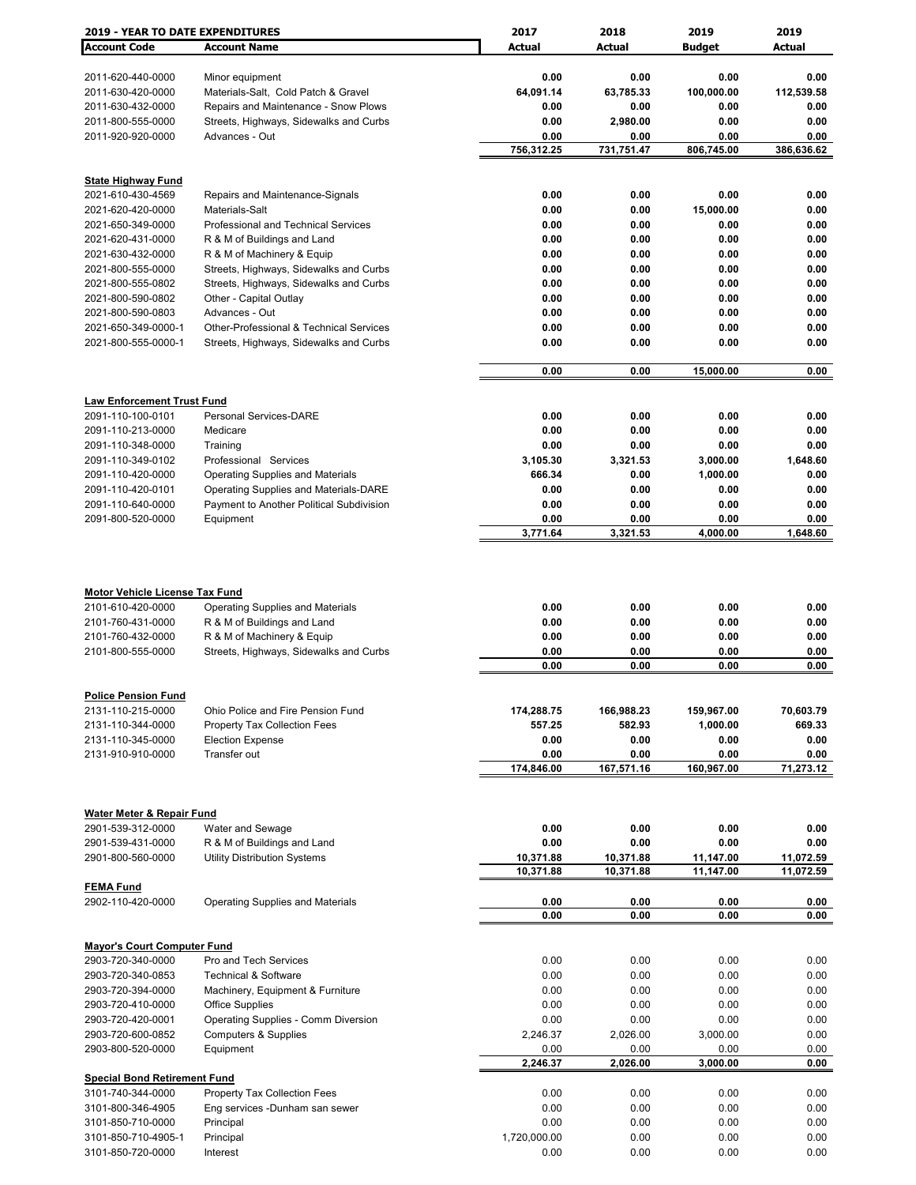## 2019 - YEAR TO DATE EXPENDITURES

| Account Code | Account Name | 2017 Actual | 2018 Actual | 2019 Budget | 2019 Actual |
|---|---|---|---|---|---|
| 2011-620-440-0000 | Minor equipment | **0.00** | **0.00** | **0.00** | **0.00** |
| 2011-630-420-0000 | Materials-Salt, Cold Patch & Gravel | **64,091.14** | **63,785.33** | **100,000.00** | **112,539.58** |
| 2011-630-432-0000 | Repairs and Maintenance - Snow Plows | **0.00** | **0.00** | **0.00** | **0.00** |
| 2011-800-555-0000 | Streets, Highways, Sidewalks and Curbs | **0.00** | **2,980.00** | **0.00** | **0.00** |
| 2011-920-920-0000 | Advances - Out | **0.00** | **0.00** | **0.00** | **0.00** |
| | | **756,312.25** | **731,751.47** | **806,745.00** | **386,636.62** |
| **State Highway Fund** | | | | | |
| 2021-610-430-4569 | Repairs and Maintenance-Signals | **0.00** | **0.00** | **0.00** | **0.00** |
| 2021-620-420-0000 | Materials-Salt | **0.00** | **0.00** | **15,000.00** | **0.00** |
| 2021-650-349-0000 | Professional and Technical Services | **0.00** | **0.00** | **0.00** | **0.00** |
| 2021-620-431-0000 | R & M of Buildings and Land | **0.00** | **0.00** | **0.00** | **0.00** |
| 2021-630-432-0000 | R & M of Machinery & Equip | **0.00** | **0.00** | **0.00** | **0.00** |
| 2021-800-555-0000 | Streets, Highways, Sidewalks and Curbs | **0.00** | **0.00** | **0.00** | **0.00** |
| 2021-800-555-0802 | Streets, Highways, Sidewalks and Curbs | **0.00** | **0.00** | **0.00** | **0.00** |
| 2021-800-590-0802 | Other - Capital Outlay | **0.00** | **0.00** | **0.00** | **0.00** |
| 2021-800-590-0803 | Advances - Out | **0.00** | **0.00** | **0.00** | **0.00** |
| 2021-650-349-0000-1 | Other-Professional & Technical Services | **0.00** | **0.00** | **0.00** | **0.00** |
| 2021-800-555-0000-1 | Streets, Highways, Sidewalks and Curbs | **0.00** | **0.00** | **0.00** | **0.00** |
| | | **0.00** | **0.00** | **15,000.00** | **0.00** |
| **Law Enforcement Trust Fund** | | | | | |
| 2091-110-100-0101 | Personal Services-DARE | **0.00** | **0.00** | **0.00** | **0.00** |
| 2091-110-213-0000 | Medicare | **0.00** | **0.00** | **0.00** | **0.00** |
| 2091-110-348-0000 | Training | **0.00** | **0.00** | **0.00** | **0.00** |
| 2091-110-349-0102 | Professional Services | **3,105.30** | **3,321.53** | **3,000.00** | **1,648.60** |
| 2091-110-420-0000 | Operating Supplies and Materials | **666.34** | **0.00** | **1,000.00** | **0.00** |
| 2091-110-420-0101 | Operating Supplies and Materials-DARE | **0.00** | **0.00** | **0.00** | **0.00** |
| 2091-110-640-0000 | Payment to Another Political Subdivision | **0.00** | **0.00** | **0.00** | **0.00** |
| 2091-800-520-0000 | Equipment | **0.00** | **0.00** | **0.00** | **0.00** |
| | | **3,771.64** | **3,321.53** | **4,000.00** | **1,648.60** |
| **Motor Vehicle License Tax Fund** | | | | | |
| 2101-610-420-0000 | Operating Supplies and Materials | **0.00** | **0.00** | **0.00** | **0.00** |
| 2101-760-431-0000 | R & M of Buildings and Land | **0.00** | **0.00** | **0.00** | **0.00** |
| 2101-760-432-0000 | R & M of Machinery & Equip | **0.00** | **0.00** | **0.00** | **0.00** |
| 2101-800-555-0000 | Streets, Highways, Sidewalks and Curbs | **0.00** | **0.00** | **0.00** | **0.00** |
| | | **0.00** | **0.00** | **0.00** | **0.00** |
| **Police Pension Fund** | | | | | |
| 2131-110-215-0000 | Ohio Police and Fire Pension Fund | **174,288.75** | **166,988.23** | **159,967.00** | **70,603.79** |
| 2131-110-344-0000 | Property Tax Collection Fees | **557.25** | **582.93** | **1,000.00** | **669.33** |
| 2131-110-345-0000 | Election Expense | **0.00** | **0.00** | **0.00** | **0.00** |
| 2131-910-910-0000 | Transfer out | **0.00** | **0.00** | **0.00** | **0.00** |
| | | **174,846.00** | **167,571.16** | **160,967.00** | **71,273.12** |
| **Water Meter & Repair Fund** | | | | | |
| 2901-539-312-0000 | Water and Sewage | **0.00** | **0.00** | **0.00** | **0.00** |
| 2901-539-431-0000 | R & M of Buildings and Land | **0.00** | **0.00** | **0.00** | **0.00** |
| 2901-800-560-0000 | Utility Distribution Systems | **10,371.88** | **10,371.88** | **11,147.00** | **11,072.59** |
| | | **10,371.88** | **10,371.88** | **11,147.00** | **11,072.59** |
| **FEMA Fund** | | | | | |
| 2902-110-420-0000 | Operating Supplies and Materials | **0.00** | **0.00** | **0.00** | **0.00** |
| | | **0.00** | **0.00** | **0.00** | **0.00** |
| **Mayor's Court Computer Fund** | | | | | |
| 2903-720-340-0000 | Pro and Tech Services | 0.00 | 0.00 | 0.00 | 0.00 |
| 2903-720-340-0853 | Technical & Software | 0.00 | 0.00 | 0.00 | 0.00 |
| 2903-720-394-0000 | Machinery, Equipment & Furniture | 0.00 | 0.00 | 0.00 | 0.00 |
| 2903-720-410-0000 | Office Supplies | 0.00 | 0.00 | 0.00 | 0.00 |
| 2903-720-420-0001 | Operating Supplies - Comm Diversion | 0.00 | 0.00 | 0.00 | 0.00 |
| 2903-720-600-0852 | Computers & Supplies | 2,246.37 | 2,026.00 | 3,000.00 | 0.00 |
| 2903-800-520-0000 | Equipment | 0.00 | 0.00 | 0.00 | 0.00 |
| | | **2,246.37** | **2,026.00** | **3,000.00** | **0.00** |
| **Special Bond Retirement Fund** | | | | | |
| 3101-740-344-0000 | Property Tax Collection Fees | 0.00 | 0.00 | 0.00 | 0.00 |
| 3101-800-346-4905 | Eng services -Dunham san sewer | 0.00 | 0.00 | 0.00 | 0.00 |
| 3101-850-710-0000 | Principal | 0.00 | 0.00 | 0.00 | 0.00 |
| 3101-850-710-4905-1 | Principal | 1,720,000.00 | 0.00 | 0.00 | 0.00 |
| 3101-850-720-0000 | Interest | 0.00 | 0.00 | 0.00 | 0.00 |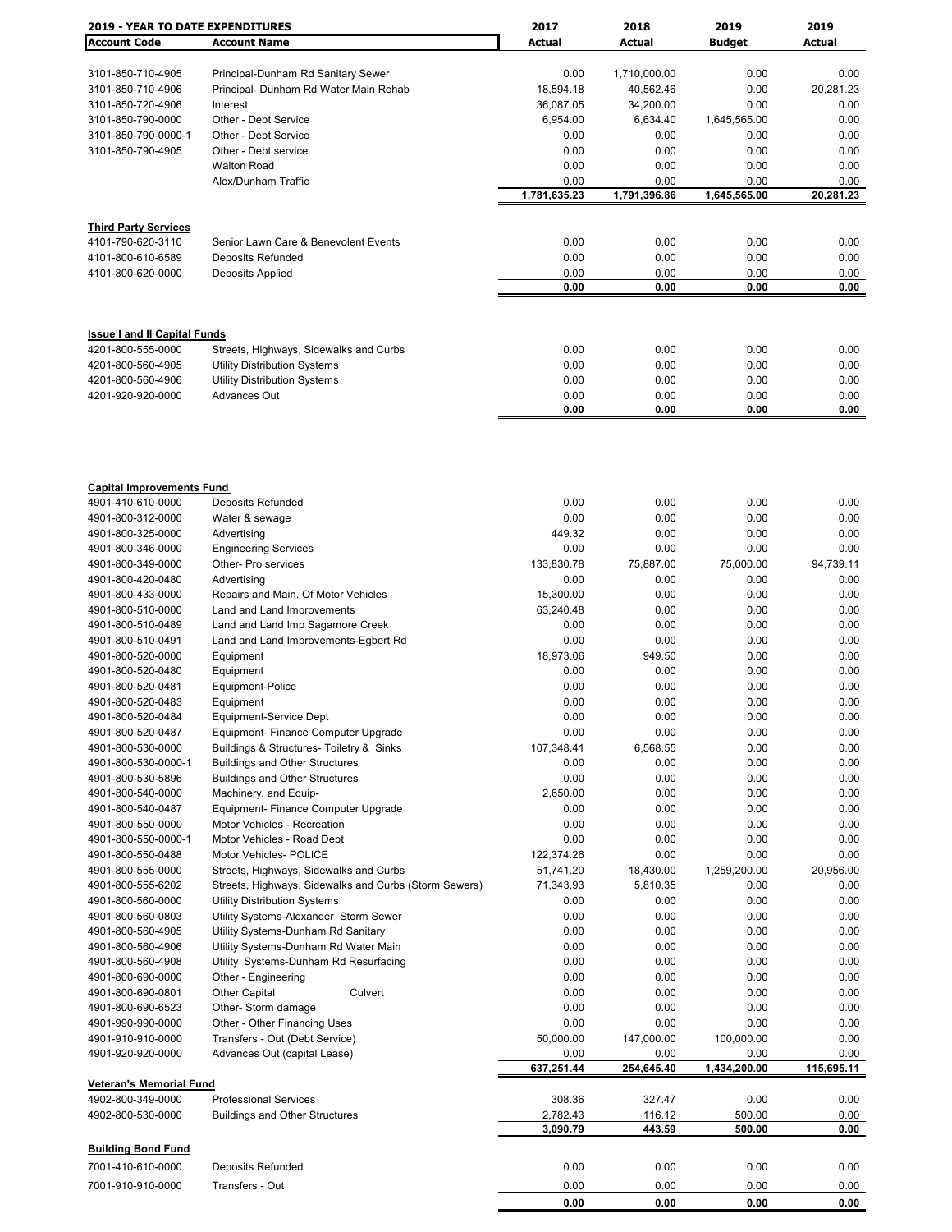| 2019 - YEAR TO DATE EXPENDITURES | | 2017 | 2018 | 2019 | 2019 |
|---|---|---|---|---|---|
| **Account Code** | **Account Name** | **Actual** | **Actual** | **Budget** | **Actual** |
| 3101-850-710-4905 | Principal-Dunham Rd Sanitary Sewer | 0.00 | 1,710,000.00 | 0.00 | 0.00 |
| 3101-850-710-4906 | Principal- Dunham Rd Water Main Rehab | 18,594.18 | 40,562.46 | 0.00 | 20,281.23 |
| 3101-850-720-4906 | Interest | 36,087.05 | 34,200.00 | 0.00 | 0.00 |
| 3101-850-790-0000 | Other - Debt Service | 6,954.00 | 6,634.40 | 1,645,565.00 | 0.00 |
| 3101-850-790-0000-1 | Other - Debt Service | 0.00 | 0.00 | 0.00 | 0.00 |
| 3101-850-790-4905 | Other - Debt service | 0.00 | 0.00 | 0.00 | 0.00 |
| | Walton Road | 0.00 | 0.00 | 0.00 | 0.00 |
| | Alex/Dunham Traffic | 0.00 | 0.00 | 0.00 | 0.00 |
| | | **1,781,635.23** | **1,791,396.86** | **1,645,565.00** | **20,281.23** |
| **Third Party Services** | | | | | |
| 4101-790-620-3110 | Senior Lawn Care & Benevolent Events | 0.00 | 0.00 | 0.00 | 0.00 |
| 4101-800-610-6589 | Deposits Refunded | 0.00 | 0.00 | 0.00 | 0.00 |
| 4101-800-620-0000 | Deposits Applied | 0.00 | 0.00 | 0.00 | 0.00 |
| | | **0.00** | **0.00** | **0.00** | **0.00** |
| **Issue I and II Capital Funds** | | | | | |
| 4201-800-555-0000 | Streets, Highways, Sidewalks and Curbs | 0.00 | 0.00 | 0.00 | 0.00 |
| 4201-800-560-4905 | Utility Distribution Systems | 0.00 | 0.00 | 0.00 | 0.00 |
| 4201-800-560-4906 | Utility Distribution Systems | 0.00 | 0.00 | 0.00 | 0.00 |
| 4201-920-920-0000 | Advances Out | 0.00 | 0.00 | 0.00 | 0.00 |
| | | **0.00** | **0.00** | **0.00** | **0.00** |
| **Capital Improvements Fund** | | | | | |
| 4901-410-610-0000 | Deposits Refunded | 0.00 | 0.00 | 0.00 | 0.00 |
| 4901-800-312-0000 | Water & sewage | 0.00 | 0.00 | 0.00 | 0.00 |
| 4901-800-325-0000 | Advertising | 449.32 | 0.00 | 0.00 | 0.00 |
| 4901-800-346-0000 | Engineering Services | 0.00 | 0.00 | 0.00 | 0.00 |
| 4901-800-349-0000 | Other- Pro services | 133,830.78 | 75,887.00 | 75,000.00 | 94,739.11 |
| 4901-800-420-0480 | Advertising | 0.00 | 0.00 | 0.00 | 0.00 |
| 4901-800-433-0000 | Repairs and Main. Of Motor Vehicles | 15,300.00 | 0.00 | 0.00 | 0.00 |
| 4901-800-510-0000 | Land and Land Improvements | 63,240.48 | 0.00 | 0.00 | 0.00 |
| 4901-800-510-0489 | Land and Land Imp Sagamore Creek | 0.00 | 0.00 | 0.00 | 0.00 |
| 4901-800-510-0491 | Land and Land Improvements-Egbert Rd | 0.00 | 0.00 | 0.00 | 0.00 |
| 4901-800-520-0000 | Equipment | 18,973.06 | 949.50 | 0.00 | 0.00 |
| 4901-800-520-0480 | Equipment | 0.00 | 0.00 | 0.00 | 0.00 |
| 4901-800-520-0481 | Equipment-Police | 0.00 | 0.00 | 0.00 | 0.00 |
| 4901-800-520-0483 | Equipment | 0.00 | 0.00 | 0.00 | 0.00 |
| 4901-800-520-0484 | Equipment-Service Dept | 0.00 | 0.00 | 0.00 | 0.00 |
| 4901-800-520-0487 | Equipment- Finance Computer Upgrade | 0.00 | 0.00 | 0.00 | 0.00 |
| 4901-800-530-0000 | Buildings & Structures- Toiletry & Sinks | 107,348.41 | 6,568.55 | 0.00 | 0.00 |
| 4901-800-530-0000-1 | Buildings and Other Structures | 0.00 | 0.00 | 0.00 | 0.00 |
| 4901-800-530-5896 | Buildings and Other Structures | 0.00 | 0.00 | 0.00 | 0.00 |
| 4901-800-540-0000 | Machinery, and Equip- | 2,650.00 | 0.00 | 0.00 | 0.00 |
| 4901-800-540-0487 | Equipment- Finance Computer Upgrade | 0.00 | 0.00 | 0.00 | 0.00 |
| 4901-800-550-0000 | Motor Vehicles - Recreation | 0.00 | 0.00 | 0.00 | 0.00 |
| 4901-800-550-0000-1 | Motor Vehicles - Road Dept | 0.00 | 0.00 | 0.00 | 0.00 |
| 4901-800-550-0488 | Motor Vehicles- POLICE | 122,374.26 | 0.00 | 0.00 | 0.00 |
| 4901-800-555-0000 | Streets, Highways, Sidewalks and Curbs | 51,741.20 | 18,430.00 | 1,259,200.00 | 20,956.00 |
| 4901-800-555-6202 | Streets, Highways, Sidewalks and Curbs (Storm Sewers) | 71,343.93 | 5,810.35 | 0.00 | 0.00 |
| 4901-800-560-0000 | Utility Distribution Systems | 0.00 | 0.00 | 0.00 | 0.00 |
| 4901-800-560-0803 | Utility Systems-Alexander Storm Sewer | 0.00 | 0.00 | 0.00 | 0.00 |
| 4901-800-560-4905 | Utility Systems-Dunham Rd Sanitary | 0.00 | 0.00 | 0.00 | 0.00 |
| 4901-800-560-4906 | Utility Systems-Dunham Rd Water Main | 0.00 | 0.00 | 0.00 | 0.00 |
| 4901-800-560-4908 | Utility Systems-Dunham Rd Resurfacing | 0.00 | 0.00 | 0.00 | 0.00 |
| 4901-800-690-0000 | Other - Engineering | 0.00 | 0.00 | 0.00 | 0.00 |
| 4901-800-690-0801 | Other Capital Culvert | 0.00 | 0.00 | 0.00 | 0.00 |
| 4901-800-690-6523 | Other- Storm damage | 0.00 | 0.00 | 0.00 | 0.00 |
| 4901-990-990-0000 | Other - Other Financing Uses | 0.00 | 0.00 | 0.00 | 0.00 |
| 4901-910-910-0000 | Transfers - Out (Debt Service) | 50,000.00 | 147,000.00 | 100,000.00 | 0.00 |
| 4901-920-920-0000 | Advances Out (capital Lease) | 0.00 | 0.00 | 0.00 | 0.00 |
| | | **637,251.44** | **254,645.40** | **1,434,200.00** | **115,695.11** |
| **Veteran's Memorial Fund** | | | | | |
| 4902-800-349-0000 | Professional Services | 308.36 | 327.47 | 0.00 | 0.00 |
| 4902-800-530-0000 | Buildings and Other Structures | 2,782.43 | 116.12 | 500.00 | 0.00 |
| | | **3,090.79** | **443.59** | **500.00** | **0.00** |
| **Building Bond Fund** | | | | | |
| 7001-410-610-0000 | Deposits Refunded | 0.00 | 0.00 | 0.00 | 0.00 |
| 7001-910-910-0000 | Transfers - Out | 0.00 | 0.00 | 0.00 | 0.00 |
| | | **0.00** | **0.00** | **0.00** | **0.00** |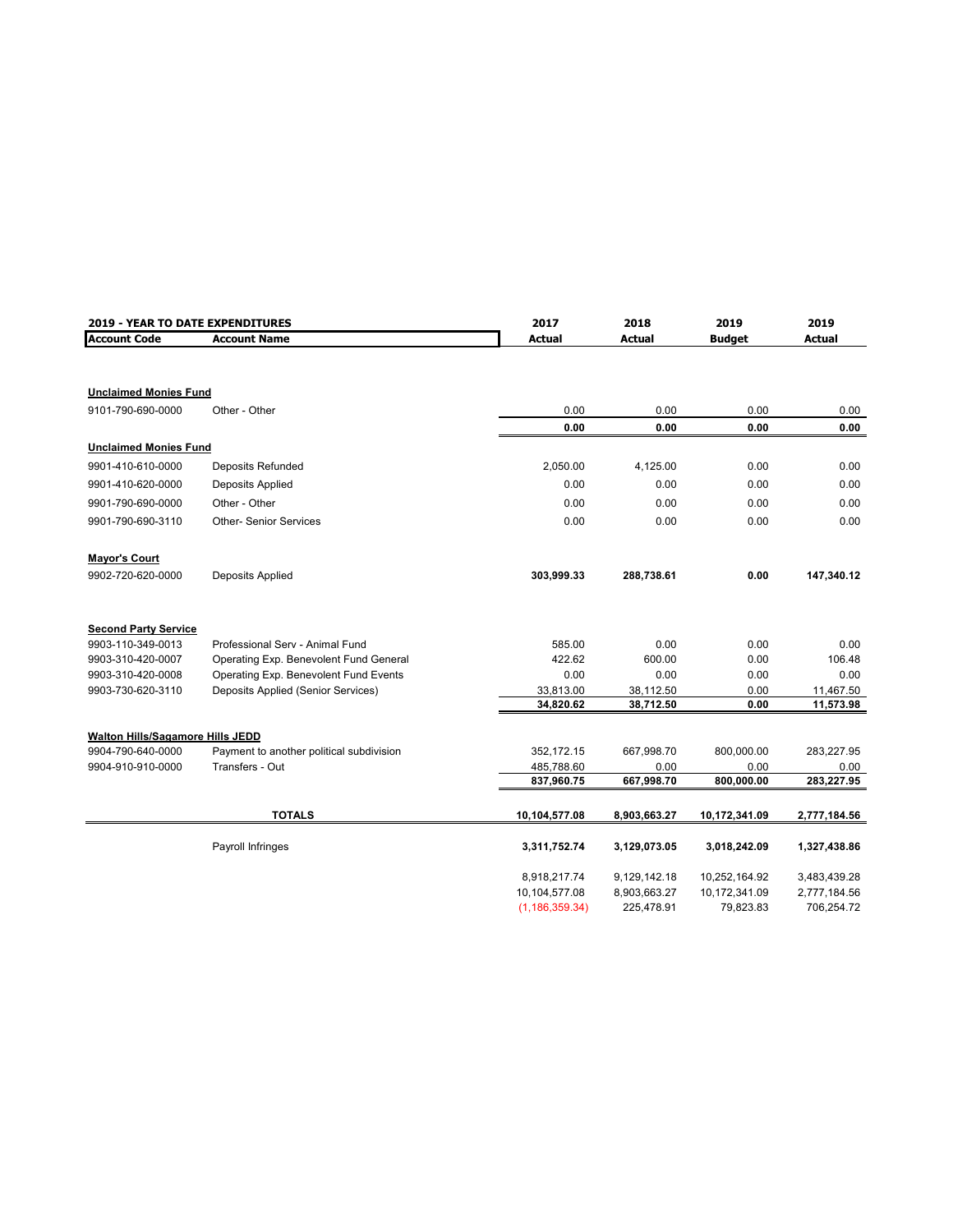| 2019 - YEAR TO DATE EXPENDITURES | | 2017 | 2018 | 2019 | 2019 |
|---|---|---|---|---|---|
| **Account Code** | **Account Name** | **Actual** | **Actual** | **Budget** | **Actual** |
| **Unclaimed Monies Fund** | | | | | |
| 9101-790-690-0000 | Other - Other | 0.00 | 0.00 | 0.00 | 0.00 |
| | | **0.00** | **0.00** | **0.00** | **0.00** |
| **Unclaimed Monies Fund** | | | | | |
| 9901-410-610-0000 | Deposits Refunded | 2,050.00 | 4,125.00 | 0.00 | 0.00 |
| 9901-410-620-0000 | Deposits Applied | 0.00 | 0.00 | 0.00 | 0.00 |
| 9901-790-690-0000 | Other - Other | 0.00 | 0.00 | 0.00 | 0.00 |
| 9901-790-690-3110 | Other- Senior Services | 0.00 | 0.00 | 0.00 | 0.00 |
| **Mayor's Court** | | | | | |
| 9902-720-620-0000 | Deposits Applied | **303,999.33** | **288,738.61** | **0.00** | **147,340.12** |
| **Second Party Service** | | | | | |
| 9903-110-349-0013 | Professional Serv - Animal Fund | 585.00 | 0.00 | 0.00 | 0.00 |
| 9903-310-420-0007 | Operating Exp. Benevolent Fund General | 422.62 | 600.00 | 0.00 | 106.48 |
| 9903-310-420-0008 | Operating Exp. Benevolent Fund Events | 0.00 | 0.00 | 0.00 | 0.00 |
| 9903-730-620-3110 | Deposits Applied (Senior Services) | 33,813.00 | 38,112.50 | 0.00 | 11,467.50 |
| | | **34,820.62** | **38,712.50** | **0.00** | **11,573.98** |
| **Walton Hills/Sagamore Hills JEDD** | | | | | |
| 9904-790-640-0000 | Payment to another political subdivision | 352,172.15 | 667,998.70 | 800,000.00 | 283,227.95 |
| 9904-910-910-0000 | Transfers - Out | 485,788.60 | 0.00 | 0.00 | 0.00 |
| | | **837,960.75** | **667,998.70** | **800,000.00** | **283,227.95** |
| | **TOTALS** | **10,104,577.08** | **8,903,663.27** | **10,172,341.09** | **2,777,184.56** |
| | Payroll Infringes | **3,311,752.74** | **3,129,073.05** | **3,018,242.09** | **1,327,438.86** |
| | | 8,918,217.74 | 9,129,142.18 | 10,252,164.92 | 3,483,439.28 |
| | | 10,104,577.08 | 8,903,663.27 | 10,172,341.09 | 2,777,184.56 |
| | | (1,186,359.34) | 225,478.91 | 79,823.83 | 706,254.72 |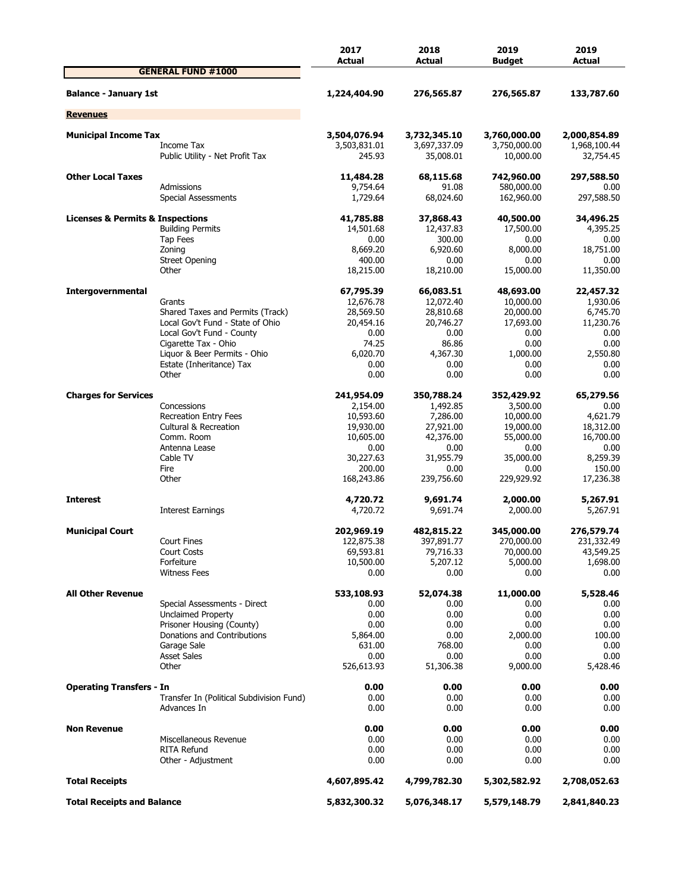| | | 2017 Actual | 2018 Actual | 2019 Budget | 2019 Actual |
|---|---|---|---|---|---|
| **GENERAL FUND #1000** | | | | | |
| **Balance - January 1st** | | **1,224,404.90** | **276,565.87** | **276,565.87** | **133,787.60** |
| **Revenues** | | | | | |
| **Municipal Income Tax** | | **3,504,076.94** | **3,732,345.10** | **3,760,000.00** | **2,000,854.89** |
| | Income Tax | 3,503,831.01 | 3,697,337.09 | 3,750,000.00 | 1,968,100.44 |
| | Public Utility - Net Profit Tax | 245.93 | 35,008.01 | 10,000.00 | 32,754.45 |
| **Other Local Taxes** | | **11,484.28** | **68,115.68** | **742,960.00** | **297,588.50** |
| | Admissions | 9,754.64 | 91.08 | 580,000.00 | 0.00 |
| | Special Assessments | 1,729.64 | 68,024.60 | 162,960.00 | 297,588.50 |
| **Licenses & Permits & Inspections** | | **41,785.88** | **37,868.43** | **40,500.00** | **34,496.25** |
| | Building Permits | 14,501.68 | 12,437.83 | 17,500.00 | 4,395.25 |
| | Tap Fees | 0.00 | 300.00 | 0.00 | 0.00 |
| | Zoning | 8,669.20 | 6,920.60 | 8,000.00 | 18,751.00 |
| | Street Opening | 400.00 | 0.00 | 0.00 | 0.00 |
| | Other | 18,215.00 | 18,210.00 | 15,000.00 | 11,350.00 |
| **Intergovernmental** | | **67,795.39** | **66,083.51** | **48,693.00** | **22,457.32** |
| | Grants | 12,676.78 | 12,072.40 | 10,000.00 | 1,930.06 |
| | Shared Taxes and Permits (Track) | 28,569.50 | 28,810.68 | 20,000.00 | 6,745.70 |
| | Local Gov't Fund - State of Ohio | 20,454.16 | 20,746.27 | 17,693.00 | 11,230.76 |
| | Local Gov't Fund - County | 0.00 | 0.00 | 0.00 | 0.00 |
| | Cigarette Tax - Ohio | 74.25 | 86.86 | 0.00 | 0.00 |
| | Liquor & Beer Permits - Ohio | 6,020.70 | 4,367.30 | 1,000.00 | 2,550.80 |
| | Estate (Inheritance) Tax | 0.00 | 0.00 | 0.00 | 0.00 |
| | Other | 0.00 | 0.00 | 0.00 | 0.00 |
| **Charges for Services** | | **241,954.09** | **350,788.24** | **352,429.92** | **65,279.56** |
| | Concessions | 2,154.00 | 1,492.85 | 3,500.00 | 0.00 |
| | Recreation Entry Fees | 10,593.60 | 7,286.00 | 10,000.00 | 4,621.79 |
| | Cultural & Recreation | 19,930.00 | 27,921.00 | 19,000.00 | 18,312.00 |
| | Comm. Room | 10,605.00 | 42,376.00 | 55,000.00 | 16,700.00 |
| | Antenna Lease | 0.00 | 0.00 | 0.00 | 0.00 |
| | Cable TV | 30,227.63 | 31,955.79 | 35,000.00 | 8,259.39 |
| | Fire | 200.00 | 0.00 | 0.00 | 150.00 |
| | Other | 168,243.86 | 239,756.60 | 229,929.92 | 17,236.38 |
| **Interest** | | **4,720.72** | **9,691.74** | **2,000.00** | **5,267.91** |
| | Interest Earnings | 4,720.72 | 9,691.74 | 2,000.00 | 5,267.91 |
| **Municipal Court** | | **202,969.19** | **482,815.22** | **345,000.00** | **276,579.74** |
| | Court Fines | 122,875.38 | 397,891.77 | 270,000.00 | 231,332.49 |
| | Court Costs | 69,593.81 | 79,716.33 | 70,000.00 | 43,549.25 |
| | Forfeiture | 10,500.00 | 5,207.12 | 5,000.00 | 1,698.00 |
| | Witness Fees | 0.00 | 0.00 | 0.00 | 0.00 |
| **All Other Revenue** | | **533,108.93** | **52,074.38** | **11,000.00** | **5,528.46** |
| | Special Assessments - Direct | 0.00 | 0.00 | 0.00 | 0.00 |
| | Unclaimed Property | 0.00 | 0.00 | 0.00 | 0.00 |
| | Prisoner Housing (County) | 0.00 | 0.00 | 0.00 | 0.00 |
| | Donations and Contributions | 5,864.00 | 0.00 | 2,000.00 | 100.00 |
| | Garage Sale | 631.00 | 768.00 | 0.00 | 0.00 |
| | Asset Sales | 0.00 | 0.00 | 0.00 | 0.00 |
| | Other | 526,613.93 | 51,306.38 | 9,000.00 | 5,428.46 |
| **Operating Transfers - In** | | **0.00** | **0.00** | **0.00** | **0.00** |
| | Transfer In (Political Subdivision Fund) | 0.00 | 0.00 | 0.00 | 0.00 |
| | Advances In | 0.00 | 0.00 | 0.00 | 0.00 |
| **Non Revenue** | | **0.00** | **0.00** | **0.00** | **0.00** |
| | Miscellaneous Revenue | 0.00 | 0.00 | 0.00 | 0.00 |
| | RITA Refund | 0.00 | 0.00 | 0.00 | 0.00 |
| | Other - Adjustment | 0.00 | 0.00 | 0.00 | 0.00 |
| **Total Receipts** | | **4,607,895.42** | **4,799,782.30** | **5,302,582.92** | **2,708,052.63** |
| **Total Receipts and Balance** | | **5,832,300.32** | **5,076,348.17** | **5,579,148.79** | **2,841,840.23** |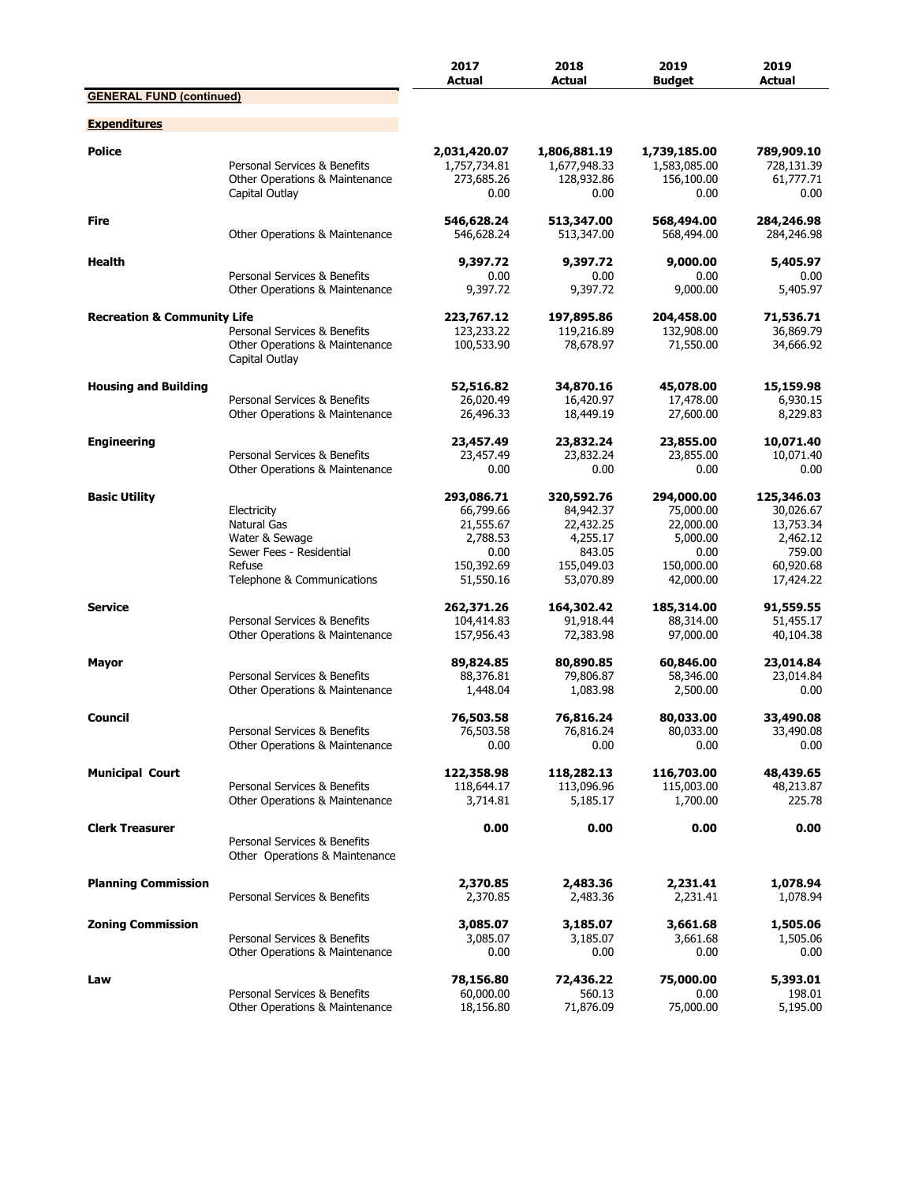| | | 2017 Actual | 2018 Actual | 2019 Budget | 2019 Actual |
|---|---|---|---|---|---|
| **GENERAL FUND (continued)** | | | | | |
| **Expenditures** | | | | | |
| **Police** | | **2,031,420.07** | **1,806,881.19** | **1,739,185.00** | **789,909.10** |
| | Personal Services & Benefits | 1,757,734.81 | 1,677,948.33 | 1,583,085.00 | 728,131.39 |
| | Other Operations & Maintenance | 273,685.26 | 128,932.86 | 156,100.00 | 61,777.71 |
| | Capital Outlay | 0.00 | 0.00 | 0.00 | 0.00 |
| **Fire** | | **546,628.24** | **513,347.00** | **568,494.00** | **284,246.98** |
| | Other Operations & Maintenance | 546,628.24 | 513,347.00 | 568,494.00 | 284,246.98 |
| **Health** | | **9,397.72** | **9,397.72** | **9,000.00** | **5,405.97** |
| | Personal Services & Benefits | 0.00 | 0.00 | 0.00 | 0.00 |
| | Other Operations & Maintenance | 9,397.72 | 9,397.72 | 9,000.00 | 5,405.97 |
| **Recreation & Community Life** | | **223,767.12** | **197,895.86** | **204,458.00** | **71,536.71** |
| | Personal Services & Benefits | 123,233.22 | 119,216.89 | 132,908.00 | 36,869.79 |
| | Other Operations & Maintenance | 100,533.90 | 78,678.97 | 71,550.00 | 34,666.92 |
| | Capital Outlay | | | | |
| **Housing and Building** | | **52,516.82** | **34,870.16** | **45,078.00** | **15,159.98** |
| | Personal Services & Benefits | 26,020.49 | 16,420.97 | 17,478.00 | 6,930.15 |
| | Other Operations & Maintenance | 26,496.33 | 18,449.19 | 27,600.00 | 8,229.83 |
| **Engineering** | | **23,457.49** | **23,832.24** | **23,855.00** | **10,071.40** |
| | Personal Services & Benefits | 23,457.49 | 23,832.24 | 23,855.00 | 10,071.40 |
| | Other Operations & Maintenance | 0.00 | 0.00 | 0.00 | 0.00 |
| **Basic Utility** | | **293,086.71** | **320,592.76** | **294,000.00** | **125,346.03** |
| | Electricity | 66,799.66 | 84,942.37 | 75,000.00 | 30,026.67 |
| | Natural Gas | 21,555.67 | 22,432.25 | 22,000.00 | 13,753.34 |
| | Water & Sewage | 2,788.53 | 4,255.17 | 5,000.00 | 2,462.12 |
| | Sewer Fees - Residential | 0.00 | 843.05 | 0.00 | 759.00 |
| | Refuse | 150,392.69 | 155,049.03 | 150,000.00 | 60,920.68 |
| | Telephone & Communications | 51,550.16 | 53,070.89 | 42,000.00 | 17,424.22 |
| **Service** | | **262,371.26** | **164,302.42** | **185,314.00** | **91,559.55** |
| | Personal Services & Benefits | 104,414.83 | 91,918.44 | 88,314.00 | 51,455.17 |
| | Other Operations & Maintenance | 157,956.43 | 72,383.98 | 97,000.00 | 40,104.38 |
| **Mayor** | | **89,824.85** | **80,890.85** | **60,846.00** | **23,014.84** |
| | Personal Services & Benefits | 88,376.81 | 79,806.87 | 58,346.00 | 23,014.84 |
| | Other Operations & Maintenance | 1,448.04 | 1,083.98 | 2,500.00 | 0.00 |
| **Council** | | **76,503.58** | **76,816.24** | **80,033.00** | **33,490.08** |
| | Personal Services & Benefits | 76,503.58 | 76,816.24 | 80,033.00 | 33,490.08 |
| | Other Operations & Maintenance | 0.00 | 0.00 | 0.00 | 0.00 |
| **Municipal Court** | | **122,358.98** | **118,282.13** | **116,703.00** | **48,439.65** |
| | Personal Services & Benefits | 118,644.17 | 113,096.96 | 115,003.00 | 48,213.87 |
| | Other Operations & Maintenance | 3,714.81 | 5,185.17 | 1,700.00 | 225.78 |
| **Clerk Treasurer** | | **0.00** | **0.00** | **0.00** | **0.00** |
| | Personal Services & Benefits | | | | |
| | Other Operations & Maintenance | | | | |
| **Planning Commission** | | **2,370.85** | **2,483.36** | **2,231.41** | **1,078.94** |
| | Personal Services & Benefits | 2,370.85 | 2,483.36 | 2,231.41 | 1,078.94 |
| **Zoning Commission** | | **3,085.07** | **3,185.07** | **3,661.68** | **1,505.06** |
| | Personal Services & Benefits | 3,085.07 | 3,185.07 | 3,661.68 | 1,505.06 |
| | Other Operations & Maintenance | 0.00 | 0.00 | 0.00 | 0.00 |
| **Law** | | **78,156.80** | **72,436.22** | **75,000.00** | **5,393.01** |
| | Personal Services & Benefits | 60,000.00 | 560.13 | 0.00 | 198.01 |
| | Other Operations & Maintenance | 18,156.80 | 71,876.09 | 75,000.00 | 5,195.00 |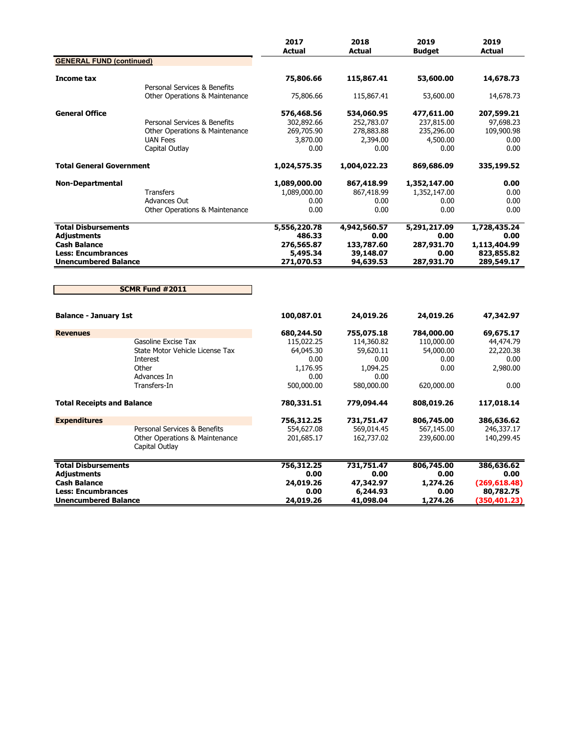| | | 2017 Actual | 2018 Actual | 2019 Budget | 2019 Actual |
|---|---|---|---|---|---|
| **GENERAL FUND (continued)** | | | | | |
| **Income tax** | | **75,806.66** | **115,867.41** | **53,600.00** | **14,678.73** |
| | Personal Services & Benefits | | | | |
| | Other Operations & Maintenance | 75,806.66 | 115,867.41 | 53,600.00 | 14,678.73 |
| **General Office** | | **576,468.56** | **534,060.95** | **477,611.00** | **207,599.21** |
| | Personal Services & Benefits | 302,892.66 | 252,783.07 | 237,815.00 | 97,698.23 |
| | Other Operations & Maintenance | 269,705.90 | 278,883.88 | 235,296.00 | 109,900.98 |
| | UAN Fees | 3,870.00 | 2,394.00 | 4,500.00 | 0.00 |
| | Capital Outlay | 0.00 | 0.00 | 0.00 | 0.00 |
| **Total General Government** | | **1,024,575.35** | **1,004,022.23** | **869,686.09** | **335,199.52** |
| **Non-Departmental** | | **1,089,000.00** | **867,418.99** | **1,352,147.00** | **0.00** |
| | Transfers | 1,089,000.00 | 867,418.99 | 1,352,147.00 | 0.00 |
| | Advances Out | 0.00 | 0.00 | 0.00 | 0.00 |
| | Other Operations & Maintenance | 0.00 | 0.00 | 0.00 | 0.00 |
| **Total Disbursements** | | **5,556,220.78** | **4,942,560.57** | **5,291,217.09** | **1,728,435.24** |
| **Adjustments** | | **486.33** | **0.00** | **0.00** | **0.00** |
| **Cash Balance** | | **276,565.87** | **133,787.60** | **287,931.70** | **1,113,404.99** |
| **Less: Encumbrances** | | **5,495.34** | **39,148.07** | **0.00** | **823,855.82** |
| **Unencumbered Balance** | | **271,070.53** | **94,639.53** | **287,931.70** | **289,549.17** |

| **SCMR Fund #2011** | | 2017 Actual | 2018 Actual | 2019 Budget | 2019 Actual |
|---|---|---|---|---|---|
| **Balance - January 1st** | | **100,087.01** | **24,019.26** | **24,019.26** | **47,342.97** |
| **Revenues** | | **680,244.50** | **755,075.18** | **784,000.00** | **69,675.17** |
| | Gasoline Excise Tax | 115,022.25 | 114,360.82 | 110,000.00 | 44,474.79 |
| | State Motor Vehicle License Tax | 64,045.30 | 59,620.11 | 54,000.00 | 22,220.38 |
| | Interest | 0.00 | 0.00 | 0.00 | 0.00 |
| | Other | 1,176.95 | 1,094.25 | 0.00 | 2,980.00 |
| | Advances In | 0.00 | 0.00 | | |
| | Transfers-In | 500,000.00 | 580,000.00 | 620,000.00 | 0.00 |
| **Total Receipts and Balance** | | **780,331.51** | **779,094.44** | **808,019.26** | **117,018.14** |
| **Expenditures** | | **756,312.25** | **731,751.47** | **806,745.00** | **386,636.62** |
| | Personal Services & Benefits | 554,627.08 | 569,014.45 | 567,145.00 | 246,337.17 |
| | Other Operations & Maintenance | 201,685.17 | 162,737.02 | 239,600.00 | 140,299.45 |
| | Capital Outlay | | | | |
| **Total Disbursements** | | **756,312.25** | **731,751.47** | **806,745.00** | **386,636.62** |
| **Adjustments** | | **0.00** | **0.00** | **0.00** | **0.00** |
| **Cash Balance** | | **24,019.26** | **47,342.97** | **1,274.26** | **(269,618.48)** |
| **Less: Encumbrances** | | **0.00** | **6,244.93** | **0.00** | **80,782.75** |
| **Unencumbered Balance** | | **24,019.26** | **41,098.04** | **1,274.26** | **(350,401.23)** |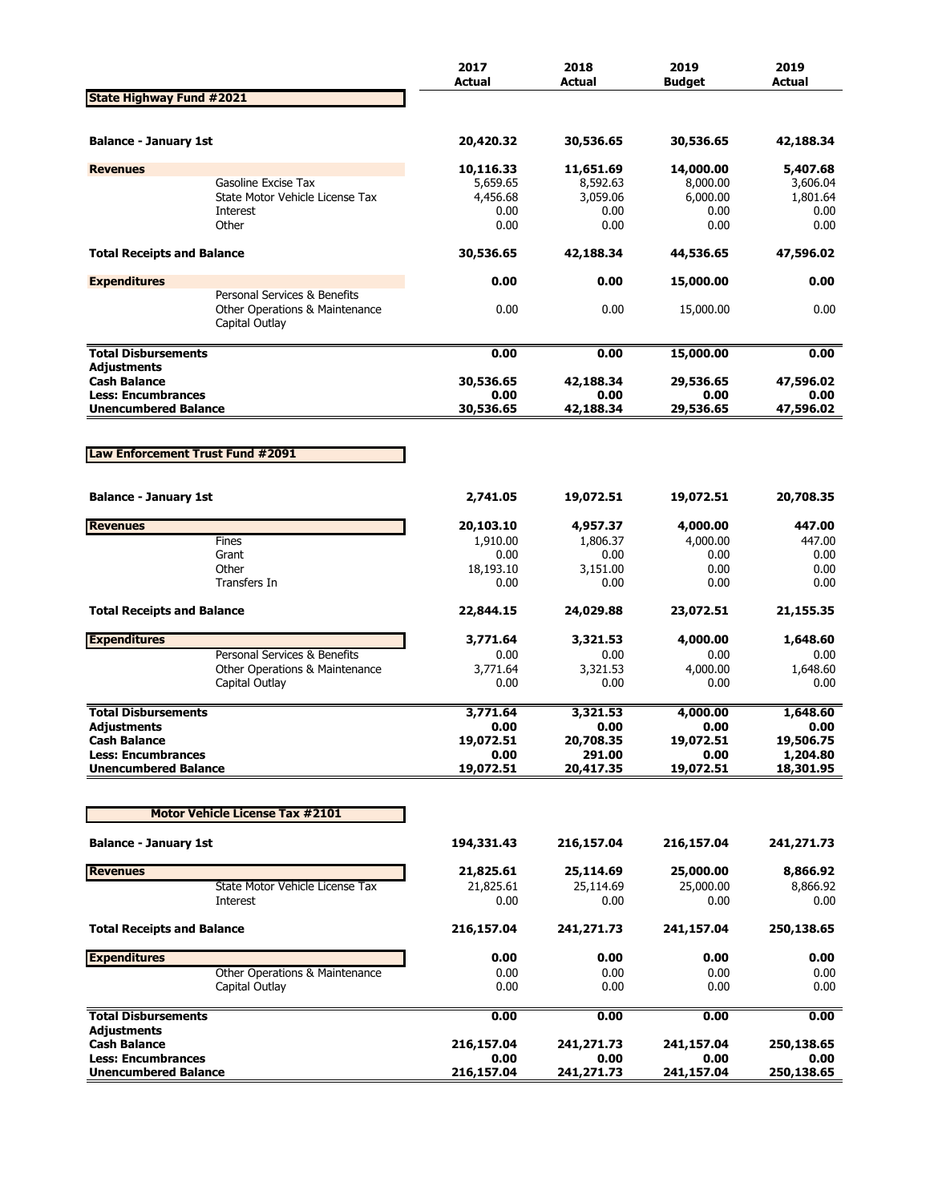| | | 2017 Actual | 2018 Actual | 2019 Budget | 2019 Actual |
|---|---|---|---|---|---|
| **State Highway Fund #2021** | | | | | |
| **Balance - January 1st** | | **20,420.32** | **30,536.65** | **30,536.65** | **42,188.34** |
| **Revenues** | | **10,116.33** | **11,651.69** | **14,000.00** | **5,407.68** |
| | Gasoline Excise Tax | 5,659.65 | 8,592.63 | 8,000.00 | 3,606.04 |
| | State Motor Vehicle License Tax | 4,456.68 | 3,059.06 | 6,000.00 | 1,801.64 |
| | Interest | 0.00 | 0.00 | 0.00 | 0.00 |
| | Other | 0.00 | 0.00 | 0.00 | 0.00 |
| **Total Receipts and Balance** | | **30,536.65** | **42,188.34** | **44,536.65** | **47,596.02** |
| **Expenditures** | | **0.00** | **0.00** | **15,000.00** | **0.00** |
| | Personal Services & Benefits | | | | |
| | Other Operations & Maintenance | 0.00 | 0.00 | 15,000.00 | 0.00 |
| | Capital Outlay | | | | |
| **Total Disbursements** | | **0.00** | **0.00** | **15,000.00** | **0.00** |
| **Adjustments** | | | | | |
| **Cash Balance** | | **30,536.65** | **42,188.34** | **29,536.65** | **47,596.02** |
| **Less: Encumbrances** | | **0.00** | **0.00** | **0.00** | **0.00** |
| **Unencumbered Balance** | | **30,536.65** | **42,188.34** | **29,536.65** | **47,596.02** |

| | | 2017 Actual | 2018 Actual | 2019 Budget | 2019 Actual |
|---|---|---|---|---|---|
| **Law Enforcement Trust Fund #2091** | | | | | |
| **Balance - January 1st** | | **2,741.05** | **19,072.51** | **19,072.51** | **20,708.35** |
| **Revenues** | | **20,103.10** | **4,957.37** | **4,000.00** | **447.00** |
| | Fines | 1,910.00 | 1,806.37 | 4,000.00 | 447.00 |
| | Grant | 0.00 | 0.00 | 0.00 | 0.00 |
| | Other | 18,193.10 | 3,151.00 | 0.00 | 0.00 |
| | Transfers In | 0.00 | 0.00 | 0.00 | 0.00 |
| **Total Receipts and Balance** | | **22,844.15** | **24,029.88** | **23,072.51** | **21,155.35** |
| **Expenditures** | | **3,771.64** | **3,321.53** | **4,000.00** | **1,648.60** |
| | Personal Services & Benefits | 0.00 | 0.00 | 0.00 | 0.00 |
| | Other Operations & Maintenance | 3,771.64 | 3,321.53 | 4,000.00 | 1,648.60 |
| | Capital Outlay | 0.00 | 0.00 | 0.00 | 0.00 |
| **Total Disbursements** | | **3,771.64** | **3,321.53** | **4,000.00** | **1,648.60** |
| **Adjustments** | | **0.00** | **0.00** | **0.00** | **0.00** |
| **Cash Balance** | | **19,072.51** | **20,708.35** | **19,072.51** | **19,506.75** |
| **Less: Encumbrances** | | **0.00** | **291.00** | **0.00** | **1,204.80** |
| **Unencumbered Balance** | | **19,072.51** | **20,417.35** | **19,072.51** | **18,301.95** |

| | | 2017 Actual | 2018 Actual | 2019 Budget | 2019 Actual |
|---|---|---|---|---|---|
| **Motor Vehicle License Tax #2101** | | | | | |
| **Balance - January 1st** | | **194,331.43** | **216,157.04** | **216,157.04** | **241,271.73** |
| **Revenues** | | **21,825.61** | **25,114.69** | **25,000.00** | **8,866.92** |
| | State Motor Vehicle License Tax | 21,825.61 | 25,114.69 | 25,000.00 | 8,866.92 |
| | Interest | 0.00 | 0.00 | 0.00 | 0.00 |
| **Total Receipts and Balance** | | **216,157.04** | **241,271.73** | **241,157.04** | **250,138.65** |
| **Expenditures** | | **0.00** | **0.00** | **0.00** | **0.00** |
| | Other Operations & Maintenance | 0.00 | 0.00 | 0.00 | 0.00 |
| | Capital Outlay | 0.00 | 0.00 | 0.00 | 0.00 |
| **Total Disbursements** | | **0.00** | **0.00** | **0.00** | **0.00** |
| **Adjustments** | | | | | |
| **Cash Balance** | | **216,157.04** | **241,271.73** | **241,157.04** | **250,138.65** |
| **Less: Encumbrances** | | **0.00** | **0.00** | **0.00** | **0.00** |
| **Unencumbered Balance** | | **216,157.04** | **241,271.73** | **241,157.04** | **250,138.65** |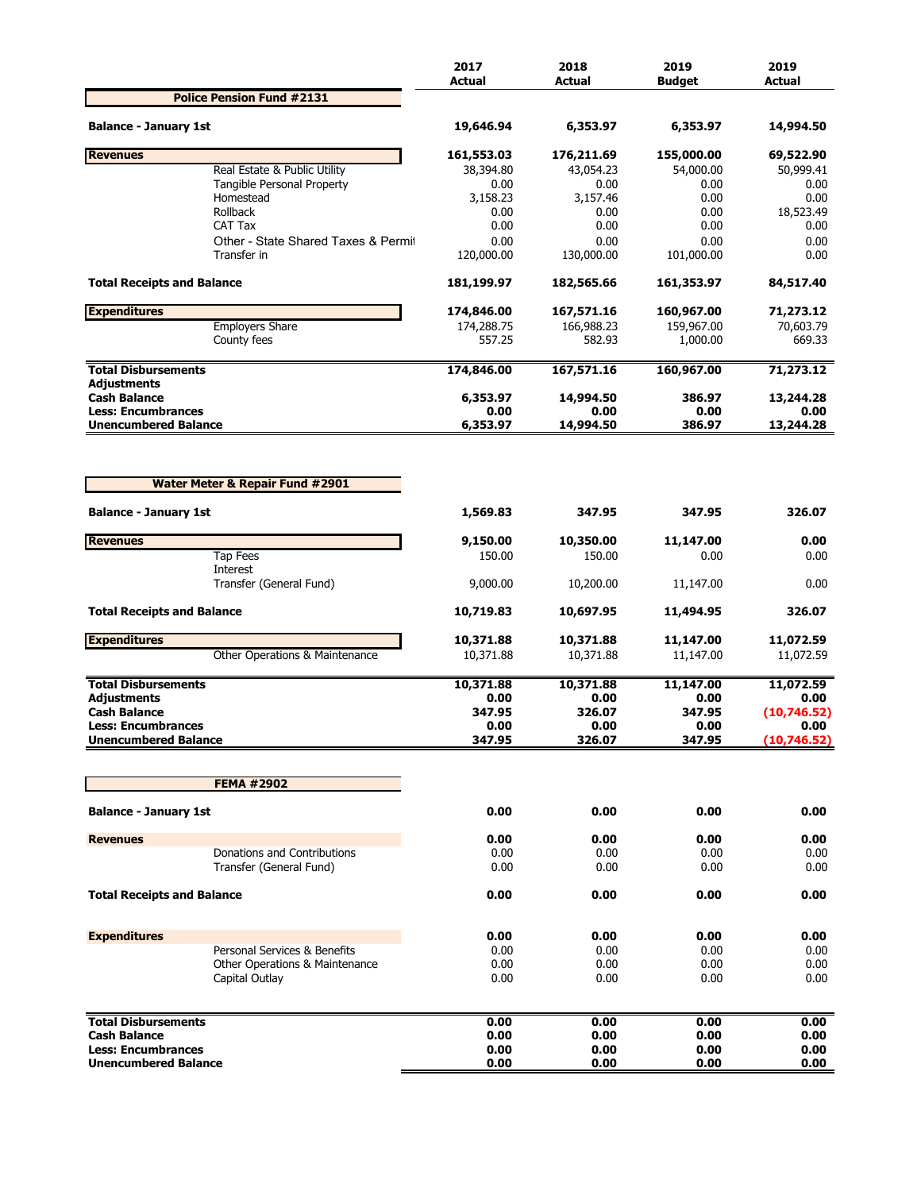| | 2017 Actual | 2018 Actual | 2019 Budget | 2019 Actual |
|---|---|---|---|---|
| **Police Pension Fund #2131** | | | | |
| **Balance - January 1st** | **19,646.94** | **6,353.97** | **6,353.97** | **14,994.50** |
| **Revenues** | **161,553.03** | **176,211.69** | **155,000.00** | **69,522.90** |
| Real Estate & Public Utility | 38,394.80 | 43,054.23 | 54,000.00 | 50,999.41 |
| Tangible Personal Property | 0.00 | 0.00 | 0.00 | 0.00 |
| Homestead | 3,158.23 | 3,157.46 | 0.00 | 0.00 |
| Rollback | 0.00 | 0.00 | 0.00 | 18,523.49 |
| CAT Tax | 0.00 | 0.00 | 0.00 | 0.00 |
| Other - State Shared Taxes & Permit | 0.00 | 0.00 | 0.00 | 0.00 |
| Transfer in | 120,000.00 | 130,000.00 | 101,000.00 | 0.00 |
| **Total Receipts and Balance** | **181,199.97** | **182,565.66** | **161,353.97** | **84,517.40** |
| **Expenditures** | **174,846.00** | **167,571.16** | **160,967.00** | **71,273.12** |
| Employers Share | 174,288.75 | 166,988.23 | 159,967.00 | 70,603.79 |
| County fees | 557.25 | 582.93 | 1,000.00 | 669.33 |
| **Total Disbursements** | **174,846.00** | **167,571.16** | **160,967.00** | **71,273.12** |
| **Adjustments** | | | | |
| **Cash Balance** | **6,353.97** | **14,994.50** | **386.97** | **13,244.28** |
| **Less: Encumbrances** | **0.00** | **0.00** | **0.00** | **0.00** |
| **Unencumbered Balance** | **6,353.97** | **14,994.50** | **386.97** | **13,244.28** |

| | 2017 Actual | 2018 Actual | 2019 Budget | 2019 Actual |
|---|---|---|---|---|
| **Water Meter & Repair Fund #2901** | | | | |
| **Balance - January 1st** | **1,569.83** | **347.95** | **347.95** | **326.07** |
| **Revenues** | **9,150.00** | **10,350.00** | **11,147.00** | **0.00** |
| Tap Fees | 150.00 | 150.00 | 0.00 | 0.00 |
| Interest | | | | |
| Transfer (General Fund) | 9,000.00 | 10,200.00 | 11,147.00 | 0.00 |
| **Total Receipts and Balance** | **10,719.83** | **10,697.95** | **11,494.95** | **326.07** |
| **Expenditures** | **10,371.88** | **10,371.88** | **11,147.00** | **11,072.59** |
| Other Operations & Maintenance | 10,371.88 | 10,371.88 | 11,147.00 | 11,072.59 |
| **Total Disbursements** | **10,371.88** | **10,371.88** | **11,147.00** | **11,072.59** |
| **Adjustments** | **0.00** | **0.00** | **0.00** | **0.00** |
| **Cash Balance** | **347.95** | **326.07** | **347.95** | **(10,746.52)** |
| **Less: Encumbrances** | **0.00** | **0.00** | **0.00** | **0.00** |
| **Unencumbered Balance** | **347.95** | **326.07** | **347.95** | **(10,746.52)** |

| | 2017 Actual | 2018 Actual | 2019 Budget | 2019 Actual |
|---|---|---|---|---|
| **FEMA #2902** | | | | |
| **Balance - January 1st** | **0.00** | **0.00** | **0.00** | **0.00** |
| **Revenues** | **0.00** | **0.00** | **0.00** | **0.00** |
| Donations and Contributions | 0.00 | 0.00 | 0.00 | 0.00 |
| Transfer (General Fund) | 0.00 | 0.00 | 0.00 | 0.00 |
| **Total Receipts and Balance** | **0.00** | **0.00** | **0.00** | **0.00** |
| **Expenditures** | **0.00** | **0.00** | **0.00** | **0.00** |
| Personal Services & Benefits | 0.00 | 0.00 | 0.00 | 0.00 |
| Other Operations & Maintenance | 0.00 | 0.00 | 0.00 | 0.00 |
| Capital Outlay | 0.00 | 0.00 | 0.00 | 0.00 |
| **Total Disbursements** | **0.00** | **0.00** | **0.00** | **0.00** |
| **Cash Balance** | **0.00** | **0.00** | **0.00** | **0.00** |
| **Less: Encumbrances** | **0.00** | **0.00** | **0.00** | **0.00** |
| **Unencumbered Balance** | **0.00** | **0.00** | **0.00** | **0.00** |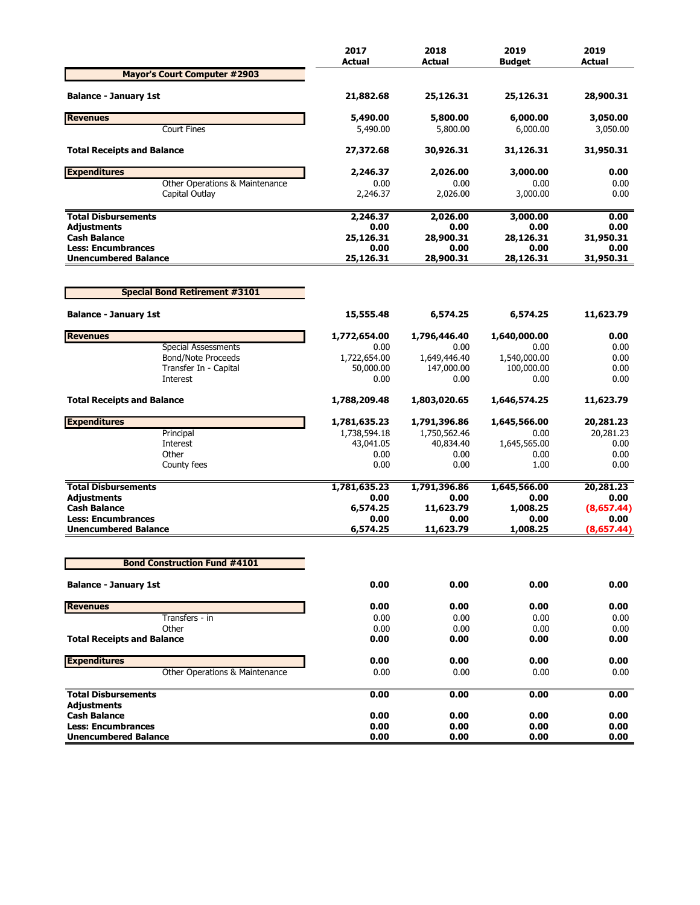| | 2017 Actual | 2018 Actual | 2019 Budget | 2019 Actual |
|---|---|---|---|---|
| **Mayor's Court Computer #2903** | | | | |
| **Balance - January 1st** | **21,882.68** | **25,126.31** | **25,126.31** | **28,900.31** |
| **Revenues** | **5,490.00** | **5,800.00** | **6,000.00** | **3,050.00** |
| Court Fines | 5,490.00 | 5,800.00 | 6,000.00 | 3,050.00 |
| **Total Receipts and Balance** | **27,372.68** | **30,926.31** | **31,126.31** | **31,950.31** |
| **Expenditures** | **2,246.37** | **2,026.00** | **3,000.00** | **0.00** |
| Other Operations & Maintenance | 0.00 | 0.00 | 0.00 | 0.00 |
| Capital Outlay | 2,246.37 | 2,026.00 | 3,000.00 | 0.00 |
| **Total Disbursements** | **2,246.37** | **2,026.00** | **3,000.00** | **0.00** |
| **Adjustments** | **0.00** | **0.00** | **0.00** | **0.00** |
| **Cash Balance** | **25,126.31** | **28,900.31** | **28,126.31** | **31,950.31** |
| **Less: Encumbrances** | **0.00** | **0.00** | **0.00** | **0.00** |
| **Unencumbered Balance** | **25,126.31** | **28,900.31** | **28,126.31** | **31,950.31** |

| | 2017 Actual | 2018 Actual | 2019 Budget | 2019 Actual |
|---|---|---|---|---|
| **Special Bond Retirement #3101** | | | | |
| **Balance - January 1st** | **15,555.48** | **6,574.25** | **6,574.25** | **11,623.79** |
| **Revenues** | **1,772,654.00** | **1,796,446.40** | **1,640,000.00** | **0.00** |
| Special Assessments | 0.00 | 0.00 | 0.00 | 0.00 |
| Bond/Note Proceeds | 1,722,654.00 | 1,649,446.40 | 1,540,000.00 | 0.00 |
| Transfer In - Capital | 50,000.00 | 147,000.00 | 100,000.00 | 0.00 |
| Interest | 0.00 | 0.00 | 0.00 | 0.00 |
| **Total Receipts and Balance** | **1,788,209.48** | **1,803,020.65** | **1,646,574.25** | **11,623.79** |
| **Expenditures** | **1,781,635.23** | **1,791,396.86** | **1,645,566.00** | **20,281.23** |
| Principal | 1,738,594.18 | 1,750,562.46 | 0.00 | 20,281.23 |
| Interest | 43,041.05 | 40,834.40 | 1,645,565.00 | 0.00 |
| Other | 0.00 | 0.00 | 0.00 | 0.00 |
| County fees | 0.00 | 0.00 | 1.00 | 0.00 |
| **Total Disbursements** | **1,781,635.23** | **1,791,396.86** | **1,645,566.00** | **20,281.23** |
| **Adjustments** | **0.00** | **0.00** | **0.00** | **0.00** |
| **Cash Balance** | **6,574.25** | **11,623.79** | **1,008.25** | **(8,657.44)** |
| **Less: Encumbrances** | **0.00** | **0.00** | **0.00** | **0.00** |
| **Unencumbered Balance** | **6,574.25** | **11,623.79** | **1,008.25** | **(8,657.44)** |

| | 2017 Actual | 2018 Actual | 2019 Budget | 2019 Actual |
|---|---|---|---|---|
| **Bond Construction Fund #4101** | | | | |
| **Balance - January 1st** | **0.00** | **0.00** | **0.00** | **0.00** |
| **Revenues** | **0.00** | **0.00** | **0.00** | **0.00** |
| Transfers - in | 0.00 | 0.00 | 0.00 | 0.00 |
| Other | 0.00 | 0.00 | 0.00 | 0.00 |
| **Total Receipts and Balance** | **0.00** | **0.00** | **0.00** | **0.00** |
| **Expenditures** | **0.00** | **0.00** | **0.00** | **0.00** |
| Other Operations & Maintenance | 0.00 | 0.00 | 0.00 | 0.00 |
| **Total Disbursements** | **0.00** | **0.00** | **0.00** | **0.00** |
| **Adjustments** | | | | |
| **Cash Balance** | **0.00** | **0.00** | **0.00** | **0.00** |
| **Less: Encumbrances** | **0.00** | **0.00** | **0.00** | **0.00** |
| **Unencumbered Balance** | **0.00** | **0.00** | **0.00** | **0.00** |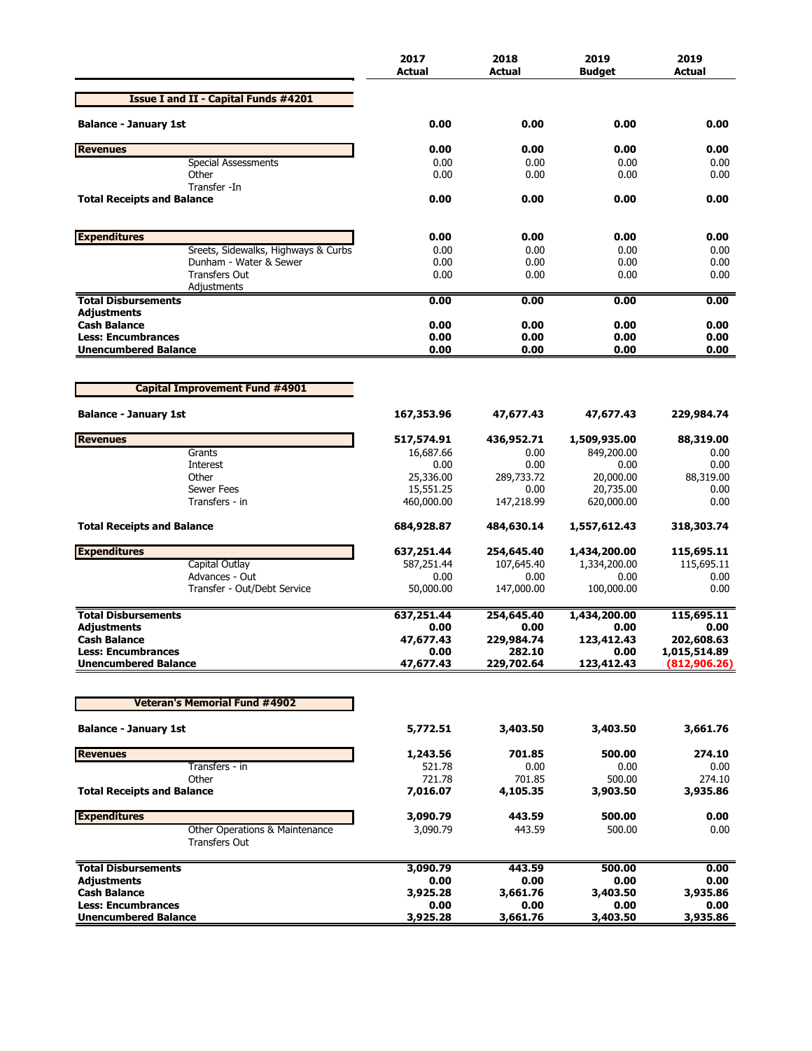| | 2017 Actual | 2018 Actual | 2019 Budget | 2019 Actual |
|---|---|---|---|---|
| **Issue I and II - Capital Funds #4201** | | | | |
| **Balance - January 1st** | **0.00** | **0.00** | **0.00** | **0.00** |
| **Revenues** | **0.00** | **0.00** | **0.00** | **0.00** |
| Special Assessments | 0.00 | 0.00 | 0.00 | 0.00 |
| Other | 0.00 | 0.00 | 0.00 | 0.00 |
| Transfer -In | | | | |
| **Total Receipts and Balance** | **0.00** | **0.00** | **0.00** | **0.00** |
| **Expenditures** | **0.00** | **0.00** | **0.00** | **0.00** |
| Sreets, Sidewalks, Highways & Curbs | 0.00 | 0.00 | 0.00 | 0.00 |
| Dunham - Water & Sewer | 0.00 | 0.00 | 0.00 | 0.00 |
| Transfers Out | 0.00 | 0.00 | 0.00 | 0.00 |
| Adjustments | | | | |
| **Total Disbursements** | **0.00** | **0.00** | **0.00** | **0.00** |
| **Adjustments** | | | | |
| **Cash Balance** | **0.00** | **0.00** | **0.00** | **0.00** |
| **Less: Encumbrances** | **0.00** | **0.00** | **0.00** | **0.00** |
| **Unencumbered Balance** | **0.00** | **0.00** | **0.00** | **0.00** |

| | 2017 Actual | 2018 Actual | 2019 Budget | 2019 Actual |
|---|---|---|---|---|
| **Capital Improvement Fund #4901** | | | | |
| **Balance - January 1st** | **167,353.96** | **47,677.43** | **47,677.43** | **229,984.74** |
| **Revenues** | **517,574.91** | **436,952.71** | **1,509,935.00** | **88,319.00** |
| Grants | 16,687.66 | 0.00 | 849,200.00 | 0.00 |
| Interest | 0.00 | 0.00 | 0.00 | 0.00 |
| Other | 25,336.00 | 289,733.72 | 20,000.00 | 88,319.00 |
| Sewer Fees | 15,551.25 | 0.00 | 20,735.00 | 0.00 |
| Transfers - in | 460,000.00 | 147,218.99 | 620,000.00 | 0.00 |
| **Total Receipts and Balance** | **684,928.87** | **484,630.14** | **1,557,612.43** | **318,303.74** |
| **Expenditures** | **637,251.44** | **254,645.40** | **1,434,200.00** | **115,695.11** |
| Capital Outlay | 587,251.44 | 107,645.40 | 1,334,200.00 | 115,695.11 |
| Advances - Out | 0.00 | 0.00 | 0.00 | 0.00 |
| Transfer - Out/Debt Service | 50,000.00 | 147,000.00 | 100,000.00 | 0.00 |
| **Total Disbursements** | **637,251.44** | **254,645.40** | **1,434,200.00** | **115,695.11** |
| **Adjustments** | **0.00** | **0.00** | **0.00** | **0.00** |
| **Cash Balance** | **47,677.43** | **229,984.74** | **123,412.43** | **202,608.63** |
| **Less: Encumbrances** | **0.00** | **282.10** | **0.00** | **1,015,514.89** |
| **Unencumbered Balance** | **47,677.43** | **229,702.64** | **123,412.43** | **(812,906.26)** |

| | 2017 Actual | 2018 Actual | 2019 Budget | 2019 Actual |
|---|---|---|---|---|
| **Veteran's Memorial Fund #4902** | | | | |
| **Balance - January 1st** | **5,772.51** | **3,403.50** | **3,403.50** | **3,661.76** |
| **Revenues** | **1,243.56** | **701.85** | **500.00** | **274.10** |
| Transfers - in | 521.78 | 0.00 | 0.00 | 0.00 |
| Other | 721.78 | 701.85 | 500.00 | 274.10 |
| **Total Receipts and Balance** | **7,016.07** | **4,105.35** | **3,903.50** | **3,935.86** |
| **Expenditures** | **3,090.79** | **443.59** | **500.00** | **0.00** |
| Other Operations & Maintenance | 3,090.79 | 443.59 | 500.00 | 0.00 |
| Transfers Out | | | | |
| **Total Disbursements** | **3,090.79** | **443.59** | **500.00** | **0.00** |
| **Adjustments** | **0.00** | **0.00** | **0.00** | **0.00** |
| **Cash Balance** | **3,925.28** | **3,661.76** | **3,403.50** | **3,935.86** |
| **Less: Encumbrances** | **0.00** | **0.00** | **0.00** | **0.00** |
| **Unencumbered Balance** | **3,925.28** | **3,661.76** | **3,403.50** | **3,935.86** |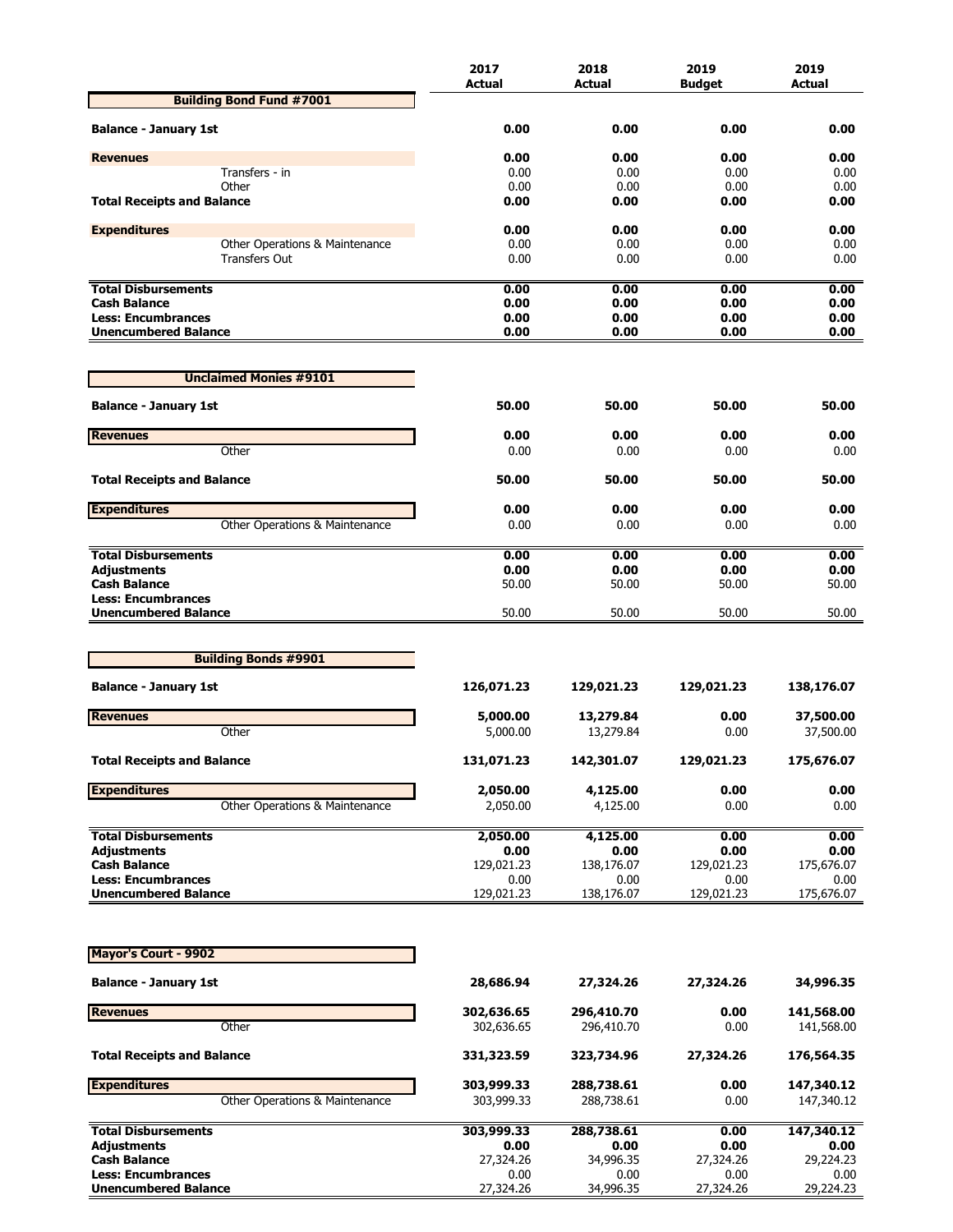| | 2017 Actual | 2018 Actual | 2019 Budget | 2019 Actual |
|---|---|---|---|---|
| **Building Bond Fund #7001** | | | | |
| **Balance - January 1st** | **0.00** | **0.00** | **0.00** | **0.00** |
| **Revenues** | **0.00** | **0.00** | **0.00** | **0.00** |
| Transfers - in | 0.00 | 0.00 | 0.00 | 0.00 |
| Other | 0.00 | 0.00 | 0.00 | 0.00 |
| **Total Receipts and Balance** | **0.00** | **0.00** | **0.00** | **0.00** |
| **Expenditures** | **0.00** | **0.00** | **0.00** | **0.00** |
| Other Operations & Maintenance | 0.00 | 0.00 | 0.00 | 0.00 |
| Transfers Out | 0.00 | 0.00 | 0.00 | 0.00 |
| **Total Disbursements** | **0.00** | **0.00** | **0.00** | **0.00** |
| **Cash Balance** | **0.00** | **0.00** | **0.00** | **0.00** |
| **Less: Encumbrances** | **0.00** | **0.00** | **0.00** | **0.00** |
| **Unencumbered Balance** | **0.00** | **0.00** | **0.00** | **0.00** |

| | 2017 Actual | 2018 Actual | 2019 Budget | 2019 Actual |
|---|---|---|---|---|
| **Unclaimed Monies #9101** | | | | |
| **Balance - January 1st** | **50.00** | **50.00** | **50.00** | **50.00** |
| **Revenues** | **0.00** | **0.00** | **0.00** | **0.00** |
| Other | 0.00 | 0.00 | 0.00 | 0.00 |
| **Total Receipts and Balance** | **50.00** | **50.00** | **50.00** | **50.00** |
| **Expenditures** | **0.00** | **0.00** | **0.00** | **0.00** |
| Other Operations & Maintenance | 0.00 | 0.00 | 0.00 | 0.00 |
| **Total Disbursements** | **0.00** | **0.00** | **0.00** | **0.00** |
| **Adjustments** | **0.00** | **0.00** | **0.00** | **0.00** |
| **Cash Balance** | 50.00 | 50.00 | 50.00 | 50.00 |
| **Less: Encumbrances** | | | | |
| **Unencumbered Balance** | 50.00 | 50.00 | 50.00 | 50.00 |

| | 2017 Actual | 2018 Actual | 2019 Budget | 2019 Actual |
|---|---|---|---|---|
| **Building Bonds #9901** | | | | |
| **Balance - January 1st** | **126,071.23** | **129,021.23** | **129,021.23** | **138,176.07** |
| **Revenues** | **5,000.00** | **13,279.84** | **0.00** | **37,500.00** |
| Other | 5,000.00 | 13,279.84 | 0.00 | 37,500.00 |
| **Total Receipts and Balance** | **131,071.23** | **142,301.07** | **129,021.23** | **175,676.07** |
| **Expenditures** | **2,050.00** | **4,125.00** | **0.00** | **0.00** |
| Other Operations & Maintenance | 2,050.00 | 4,125.00 | 0.00 | 0.00 |
| **Total Disbursements** | **2,050.00** | **4,125.00** | **0.00** | **0.00** |
| **Adjustments** | **0.00** | **0.00** | **0.00** | **0.00** |
| **Cash Balance** | 129,021.23 | 138,176.07 | 129,021.23 | 175,676.07 |
| **Less: Encumbrances** | 0.00 | 0.00 | 0.00 | 0.00 |
| **Unencumbered Balance** | 129,021.23 | 138,176.07 | 129,021.23 | 175,676.07 |

| | 2017 Actual | 2018 Actual | 2019 Budget | 2019 Actual |
|---|---|---|---|---|
| **Mayor's Court - 9902** | | | | |
| **Balance - January 1st** | **28,686.94** | **27,324.26** | **27,324.26** | **34,996.35** |
| **Revenues** | **302,636.65** | **296,410.70** | **0.00** | **141,568.00** |
| Other | 302,636.65 | 296,410.70 | 0.00 | 141,568.00 |
| **Total Receipts and Balance** | **331,323.59** | **323,734.96** | **27,324.26** | **176,564.35** |
| **Expenditures** | **303,999.33** | **288,738.61** | **0.00** | **147,340.12** |
| Other Operations & Maintenance | 303,999.33 | 288,738.61 | 0.00 | 147,340.12 |
| **Total Disbursements** | **303,999.33** | **288,738.61** | **0.00** | **147,340.12** |
| **Adjustments** | **0.00** | **0.00** | **0.00** | **0.00** |
| **Cash Balance** | 27,324.26 | 34,996.35 | 27,324.26 | 29,224.23 |
| **Less: Encumbrances** | 0.00 | 0.00 | 0.00 | 0.00 |
| **Unencumbered Balance** | 27,324.26 | 34,996.35 | 27,324.26 | 29,224.23 |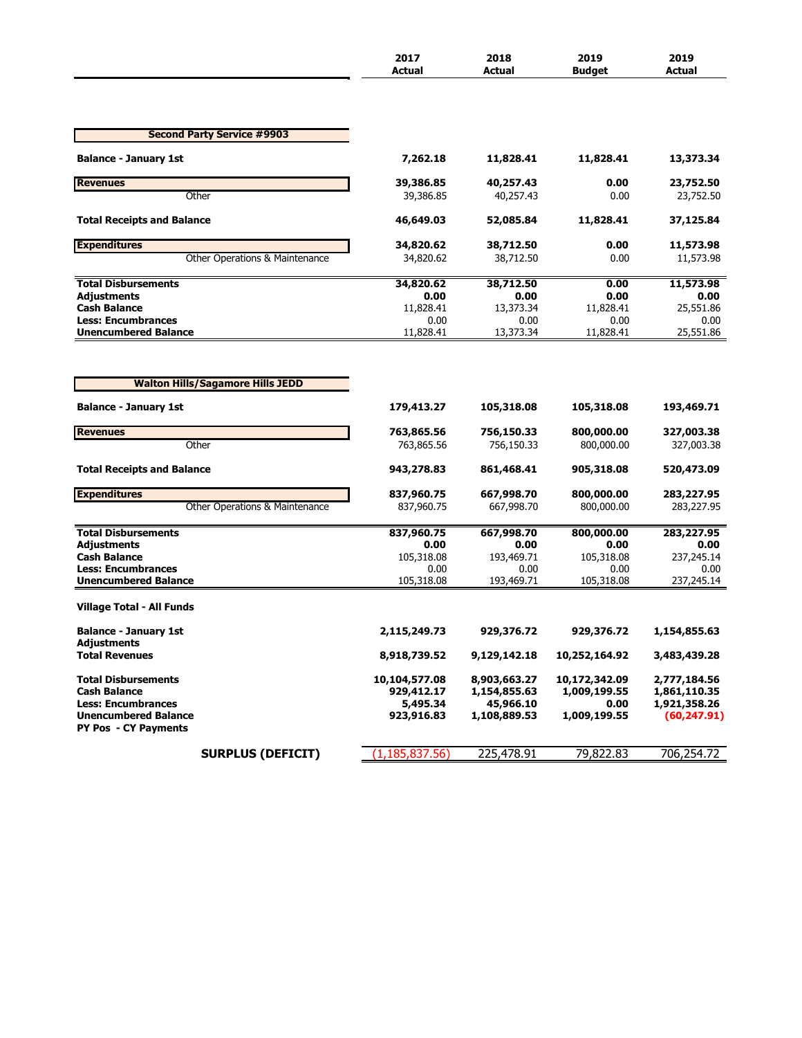| | 2017 Actual | 2018 Actual | 2019 Budget | 2019 Actual |
|---|---|---|---|---|
| **Second Party Service #9903** | | | | |
| **Balance - January 1st** | **7,262.18** | **11,828.41** | **11,828.41** | **13,373.34** |
| **Revenues** | **39,386.85** | **40,257.43** | **0.00** | **23,752.50** |
| Other | 39,386.85 | 40,257.43 | 0.00 | 23,752.50 |
| **Total Receipts and Balance** | **46,649.03** | **52,085.84** | **11,828.41** | **37,125.84** |
| **Expenditures** | **34,820.62** | **38,712.50** | **0.00** | **11,573.98** |
| Other Operations & Maintenance | 34,820.62 | 38,712.50 | 0.00 | 11,573.98 |
| **Total Disbursements** | **34,820.62** | **38,712.50** | **0.00** | **11,573.98** |
| **Adjustments** | **0.00** | **0.00** | **0.00** | **0.00** |
| **Cash Balance** | 11,828.41 | 13,373.34 | 11,828.41 | 25,551.86 |
| **Less: Encumbrances** | 0.00 | 0.00 | 0.00 | 0.00 |
| **Unencumbered Balance** | 11,828.41 | 13,373.34 | 11,828.41 | 25,551.86 |
| **Walton Hills/Sagamore Hills JEDD** | | | | |
| **Balance - January 1st** | **179,413.27** | **105,318.08** | **105,318.08** | **193,469.71** |
| **Revenues** | **763,865.56** | **756,150.33** | **800,000.00** | **327,003.38** |
| Other | 763,865.56 | 756,150.33 | 800,000.00 | 327,003.38 |
| **Total Receipts and Balance** | **943,278.83** | **861,468.41** | **905,318.08** | **520,473.09** |
| **Expenditures** | **837,960.75** | **667,998.70** | **800,000.00** | **283,227.95** |
| Other Operations & Maintenance | 837,960.75 | 667,998.70 | 800,000.00 | 283,227.95 |
| **Total Disbursements** | **837,960.75** | **667,998.70** | **800,000.00** | **283,227.95** |
| **Adjustments** | **0.00** | **0.00** | **0.00** | **0.00** |
| **Cash Balance** | 105,318.08 | 193,469.71 | 105,318.08 | 237,245.14 |
| **Less: Encumbrances** | 0.00 | 0.00 | 0.00 | 0.00 |
| **Unencumbered Balance** | 105,318.08 | 193,469.71 | 105,318.08 | 237,245.14 |
| **Village Total - All Funds** | | | | |
| **Balance - January 1st** | **2,115,249.73** | **929,376.72** | **929,376.72** | **1,154,855.63** |
| **Adjustments** | | | | |
| **Total Revenues** | **8,918,739.52** | **9,129,142.18** | **10,252,164.92** | **3,483,439.28** |
| **Total Disbursements** | **10,104,577.08** | **8,903,663.27** | **10,172,342.09** | **2,777,184.56** |
| **Cash Balance** | **929,412.17** | **1,154,855.63** | **1,009,199.55** | **1,861,110.35** |
| **Less: Encumbrances** | **5,495.34** | **45,966.10** | **0.00** | **1,921,358.26** |
| **Unencumbered Balance** | **923,916.83** | **1,108,889.53** | **1,009,199.55** | **(60,247.91)** |
| **PY Pos - CY Payments** | | | | |
| **SURPLUS (DEFICIT)** | (1,185,837.56) | 225,478.91 | 79,822.83 | 706,254.72 |